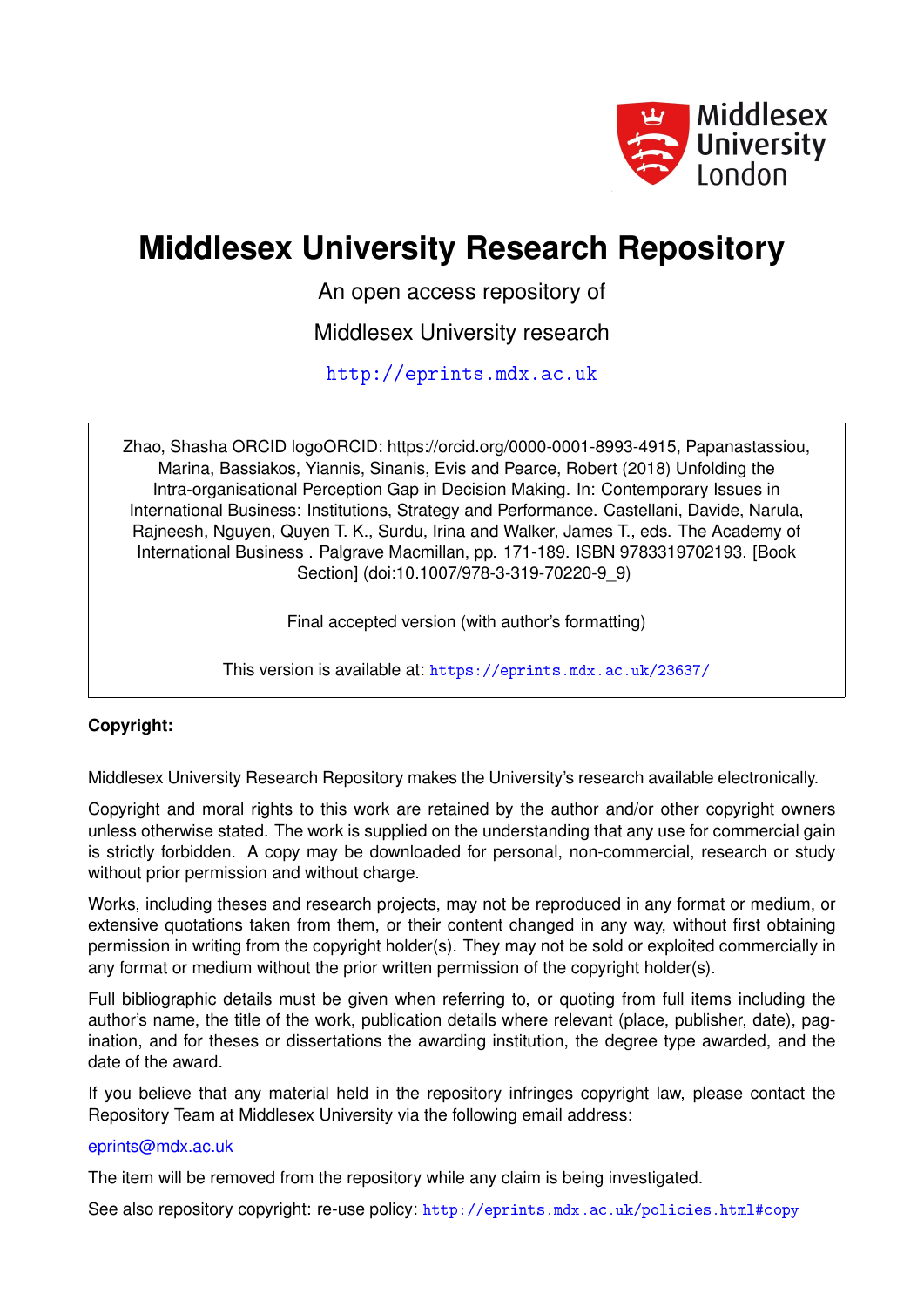Middlesex University London

# Middlesex University Research Repository

An open access repository of

Middlesex University research

http://eprints.mdx.ac.uk

Zhao, Shasha ORCID logoORCID: https://orcid.org/0000-0001-8993-4915, Papanastassiou, Marina, Bassiakos, Yiannis, Sinanis, Evis and Pearce, Robert (2018) Unfolding the Intra-organisational Perception Gap in Decision Making. In: Contemporary Issues in International Business: Institutions, Strategy and Performance. Castellani, Davide, Narula, Rajneesh, Nguyen, Quyen T. K., Surdu, Irina and Walker, James T., eds. The Academy of International Business . Palgrave Macmillan, pp. 171-189. ISBN 9783319702193. [Book Section] (doi:10.1007/978-3-319-70220-9_9)

Final accepted version (with author's formatting)

This version is available at: https://eprints.mdx.ac.uk/23637/

**Copyright:**

Middlesex University Research Repository makes the University's research available electronically.

Copyright and moral rights to this work are retained by the author and/or other copyright owners unless otherwise stated. The work is supplied on the understanding that any use for commercial gain is strictly forbidden. A copy may be downloaded for personal, non-commercial, research or study without prior permission and without charge.

Works, including theses and research projects, may not be reproduced in any format or medium, or extensive quotations taken from them, or their content changed in any way, without first obtaining permission in writing from the copyright holder(s). They may not be sold or exploited commercially in any format or medium without the prior written permission of the copyright holder(s).

Full bibliographic details must be given when referring to, or quoting from full items including the author's name, the title of the work, publication details where relevant (place, publisher, date), pagination, and for theses or dissertations the awarding institution, the degree type awarded, and the date of the award.

If you believe that any material held in the repository infringes copyright law, please contact the Repository Team at Middlesex University via the following email address:

eprints@mdx.ac.uk

The item will be removed from the repository while any claim is being investigated.

See also repository copyright: re-use policy: http://eprints.mdx.ac.uk/policies.html#copy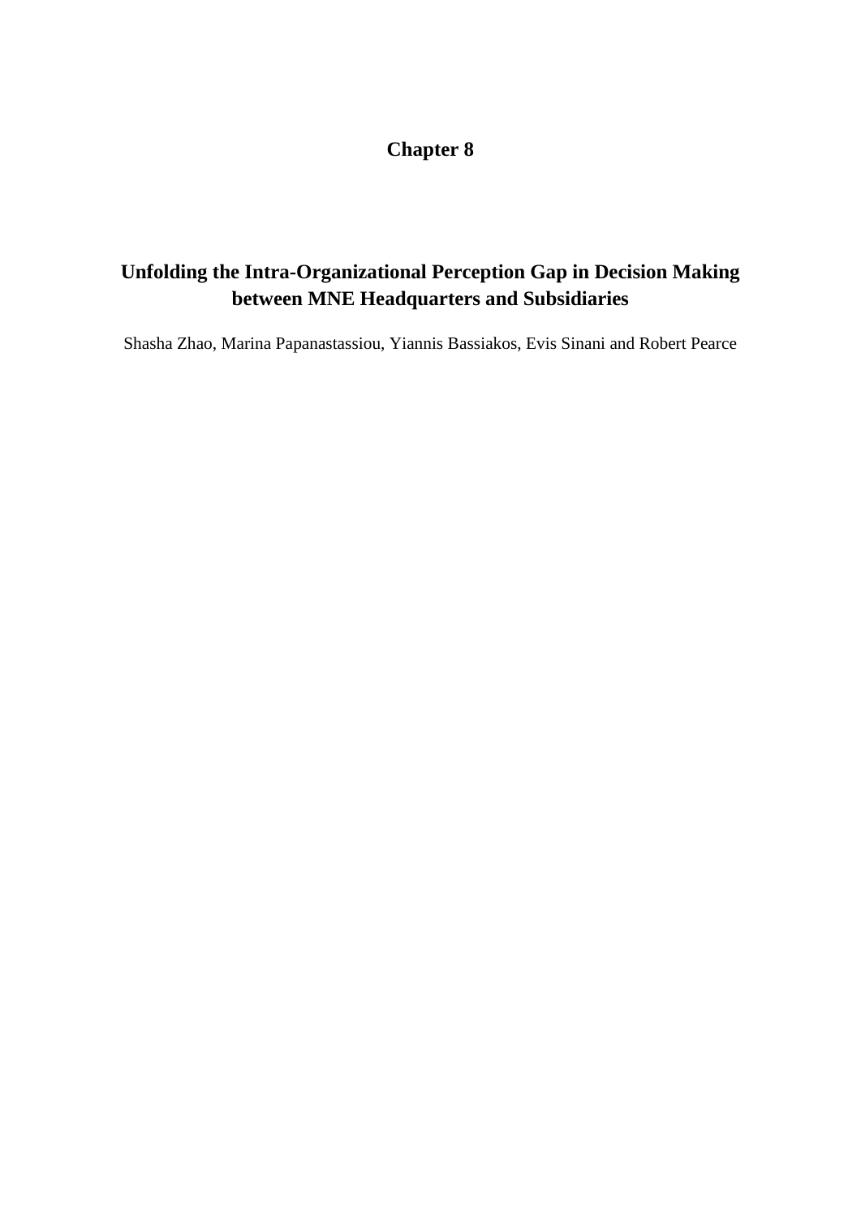# Chapter 8

## Unfolding the Intra-Organizational Perception Gap in Decision Making between MNE Headquarters and Subsidiaries

Shasha Zhao, Marina Papanastassiou, Yiannis Bassiakos, Evis Sinani and Robert Pearce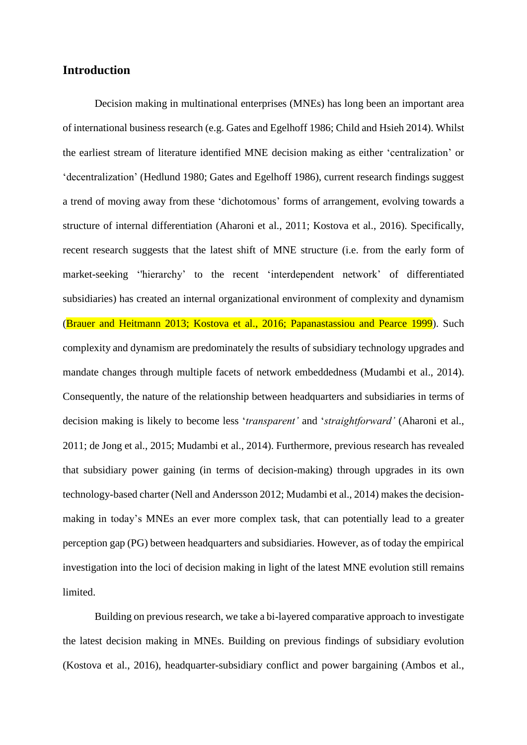## Introduction

Decision making in multinational enterprises (MNEs) has long been an important area of international business research (e.g. Gates and Egelhoff 1986; Child and Hsieh 2014). Whilst the earliest stream of literature identified MNE decision making as either 'centralization' or 'decentralization' (Hedlund 1980; Gates and Egelhoff 1986), current research findings suggest a trend of moving away from these 'dichotomous' forms of arrangement, evolving towards a structure of internal differentiation (Aharoni et al., 2011; Kostova et al., 2016). Specifically, recent research suggests that the latest shift of MNE structure (i.e. from the early form of market-seeking ''hierarchy' to the recent 'interdependent network' of differentiated subsidiaries) has created an internal organizational environment of complexity and dynamism (Brauer and Heitmann 2013; Kostova et al., 2016; Papanastassiou and Pearce 1999). Such complexity and dynamism are predominately the results of subsidiary technology upgrades and mandate changes through multiple facets of network embeddedness (Mudambi et al., 2014). Consequently, the nature of the relationship between headquarters and subsidiaries in terms of decision making is likely to become less '*transparent'* and '*straightforward'* (Aharoni et al., 2011; de Jong et al., 2015; Mudambi et al., 2014). Furthermore, previous research has revealed that subsidiary power gaining (in terms of decision-making) through upgrades in its own technology-based charter (Nell and Andersson 2012; Mudambi et al., 2014) makes the decision-making in today's MNEs an ever more complex task, that can potentially lead to a greater perception gap (PG) between headquarters and subsidiaries. However, as of today the empirical investigation into the loci of decision making in light of the latest MNE evolution still remains limited.

Building on previous research, we take a bi-layered comparative approach to investigate the latest decision making in MNEs. Building on previous findings of subsidiary evolution (Kostova et al., 2016), headquarter-subsidiary conflict and power bargaining (Ambos et al.,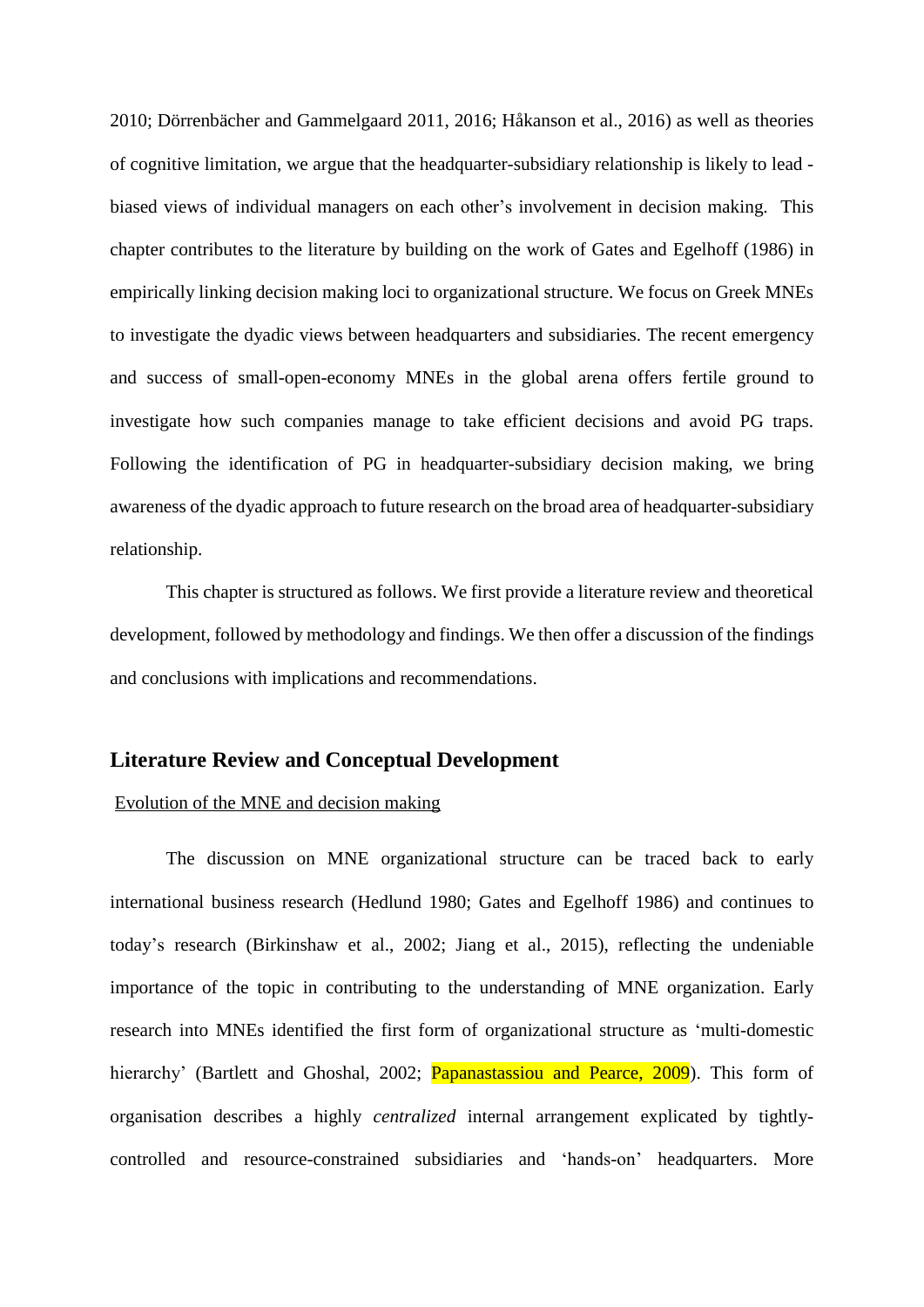2010; Dörrenbächer and Gammelgaard 2011, 2016; Håkanson et al., 2016) as well as theories of cognitive limitation, we argue that the headquarter-subsidiary relationship is likely to lead - biased views of individual managers on each other's involvement in decision making. This chapter contributes to the literature by building on the work of Gates and Egelhoff (1986) in empirically linking decision making loci to organizational structure. We focus on Greek MNEs to investigate the dyadic views between headquarters and subsidiaries. The recent emergency and success of small-open-economy MNEs in the global arena offers fertile ground to investigate how such companies manage to take efficient decisions and avoid PG traps. Following the identification of PG in headquarter-subsidiary decision making, we bring awareness of the dyadic approach to future research on the broad area of headquarter-subsidiary relationship.

This chapter is structured as follows. We first provide a literature review and theoretical development, followed by methodology and findings. We then offer a discussion of the findings and conclusions with implications and recommendations.

## Literature Review and Conceptual Development

### Evolution of the MNE and decision making

The discussion on MNE organizational structure can be traced back to early international business research (Hedlund 1980; Gates and Egelhoff 1986) and continues to today's research (Birkinshaw et al., 2002; Jiang et al., 2015), reflecting the undeniable importance of the topic in contributing to the understanding of MNE organization. Early research into MNEs identified the first form of organizational structure as 'multi-domestic hierarchy' (Bartlett and Ghoshal, 2002; Papanastassiou and Pearce, 2009). This form of organisation describes a highly *centralized* internal arrangement explicated by tightly-controlled and resource-constrained subsidiaries and 'hands-on' headquarters. More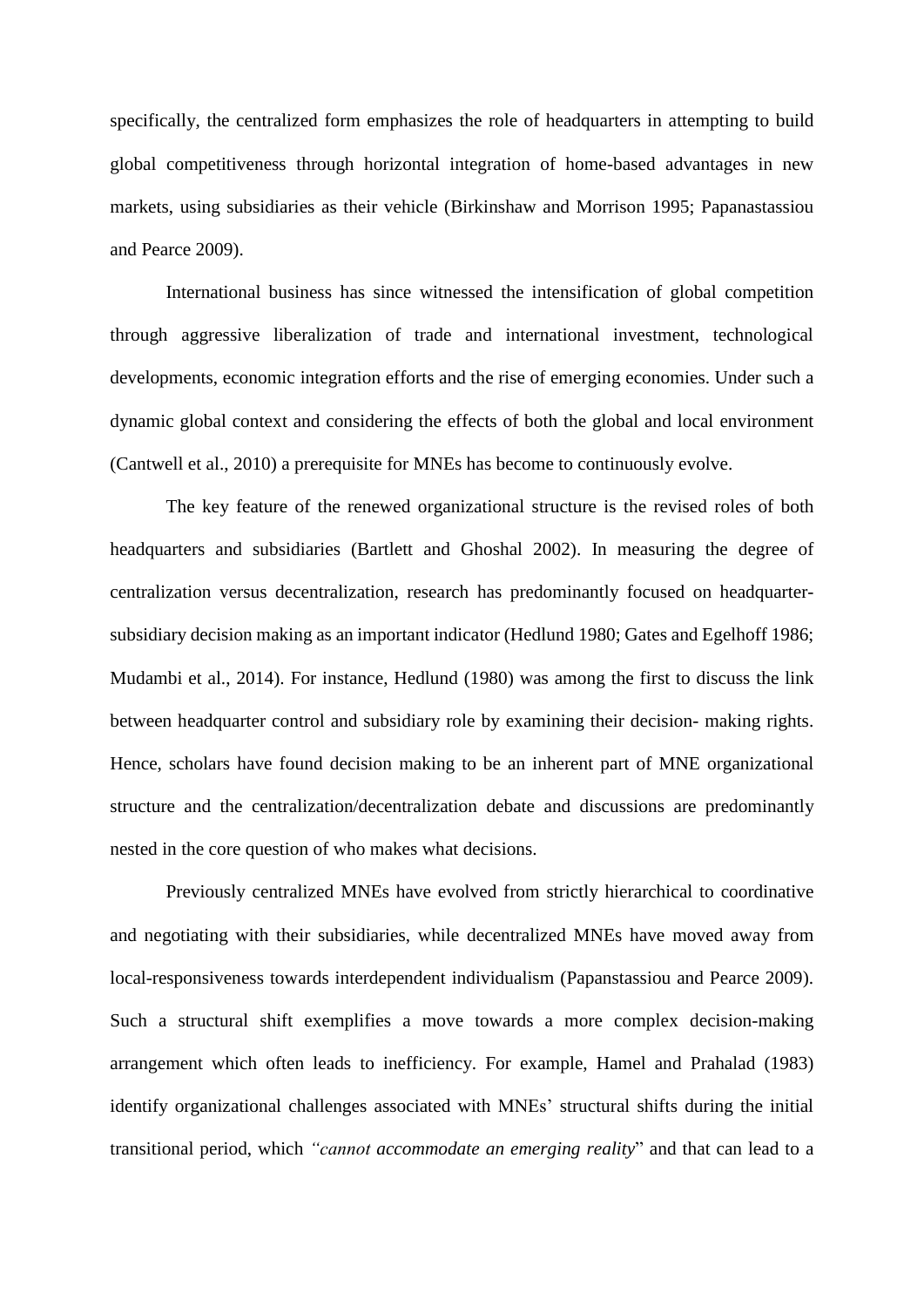specifically, the centralized form emphasizes the role of headquarters in attempting to build global competitiveness through horizontal integration of home-based advantages in new markets, using subsidiaries as their vehicle (Birkinshaw and Morrison 1995; Papanastassiou and Pearce 2009).

International business has since witnessed the intensification of global competition through aggressive liberalization of trade and international investment, technological developments, economic integration efforts and the rise of emerging economies. Under such a dynamic global context and considering the effects of both the global and local environment (Cantwell et al., 2010) a prerequisite for MNEs has become to continuously evolve.

The key feature of the renewed organizational structure is the revised roles of both headquarters and subsidiaries (Bartlett and Ghoshal 2002). In measuring the degree of centralization versus decentralization, research has predominantly focused on headquarter-subsidiary decision making as an important indicator (Hedlund 1980; Gates and Egelhoff 1986; Mudambi et al., 2014). For instance, Hedlund (1980) was among the first to discuss the link between headquarter control and subsidiary role by examining their decision- making rights. Hence, scholars have found decision making to be an inherent part of MNE organizational structure and the centralization/decentralization debate and discussions are predominantly nested in the core question of who makes what decisions.

Previously centralized MNEs have evolved from strictly hierarchical to coordinative and negotiating with their subsidiaries, while decentralized MNEs have moved away from local-responsiveness towards interdependent individualism (Papanstassiou and Pearce 2009). Such a structural shift exemplifies a move towards a more complex decision-making arrangement which often leads to inefficiency. For example, Hamel and Prahalad (1983) identify organizational challenges associated with MNEs' structural shifts during the initial transitional period, which *"cannot accommodate an emerging reality"* and that can lead to a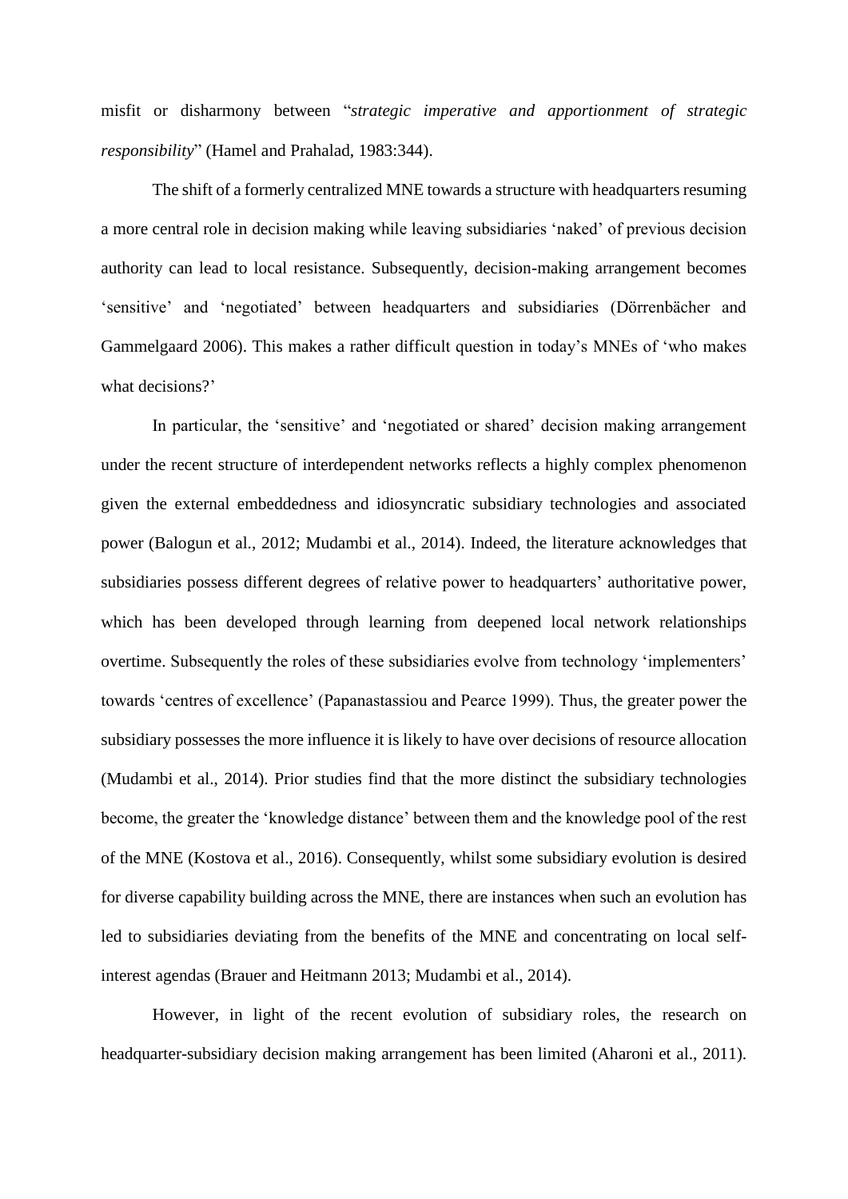misfit or disharmony between "*strategic imperative and apportionment of strategic responsibility*" (Hamel and Prahalad, 1983:344).

The shift of a formerly centralized MNE towards a structure with headquarters resuming a more central role in decision making while leaving subsidiaries 'naked' of previous decision authority can lead to local resistance. Subsequently, decision-making arrangement becomes 'sensitive' and 'negotiated' between headquarters and subsidiaries (Dörrenbächer and Gammelgaard 2006). This makes a rather difficult question in today's MNEs of 'who makes what decisions?'

In particular, the 'sensitive' and 'negotiated or shared' decision making arrangement under the recent structure of interdependent networks reflects a highly complex phenomenon given the external embeddedness and idiosyncratic subsidiary technologies and associated power (Balogun et al., 2012; Mudambi et al., 2014). Indeed, the literature acknowledges that subsidiaries possess different degrees of relative power to headquarters' authoritative power, which has been developed through learning from deepened local network relationships overtime. Subsequently the roles of these subsidiaries evolve from technology 'implementers' towards 'centres of excellence' (Papanastassiou and Pearce 1999). Thus, the greater power the subsidiary possesses the more influence it is likely to have over decisions of resource allocation (Mudambi et al., 2014). Prior studies find that the more distinct the subsidiary technologies become, the greater the 'knowledge distance' between them and the knowledge pool of the rest of the MNE (Kostova et al., 2016). Consequently, whilst some subsidiary evolution is desired for diverse capability building across the MNE, there are instances when such an evolution has led to subsidiaries deviating from the benefits of the MNE and concentrating on local self-interest agendas (Brauer and Heitmann 2013; Mudambi et al., 2014).

However, in light of the recent evolution of subsidiary roles, the research on headquarter-subsidiary decision making arrangement has been limited (Aharoni et al., 2011).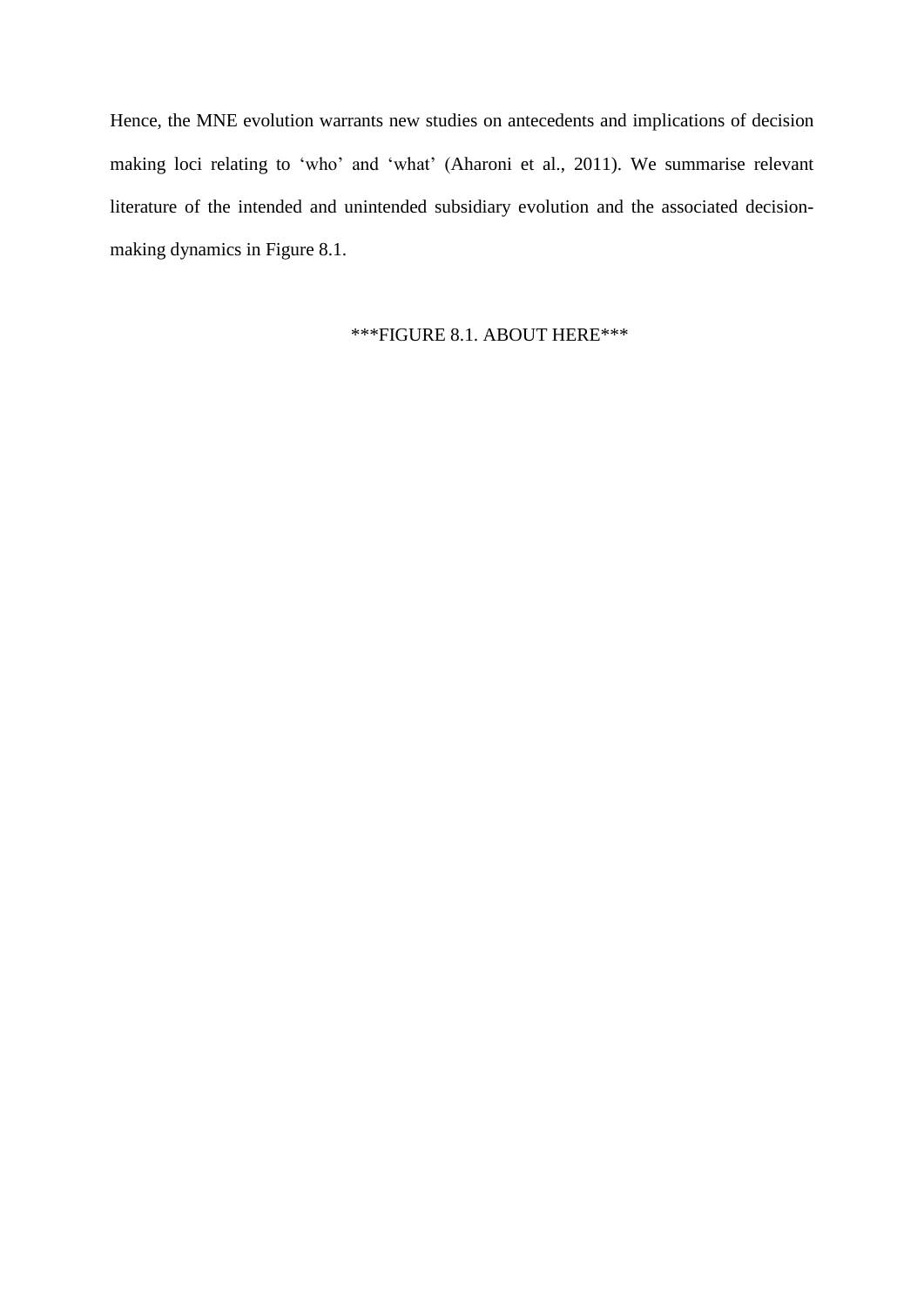Hence, the MNE evolution warrants new studies on antecedents and implications of decision making loci relating to 'who' and 'what' (Aharoni et al., 2011). We summarise relevant literature of the intended and unintended subsidiary evolution and the associated decision-making dynamics in Figure 8.1.

***FIGURE 8.1. ABOUT HERE***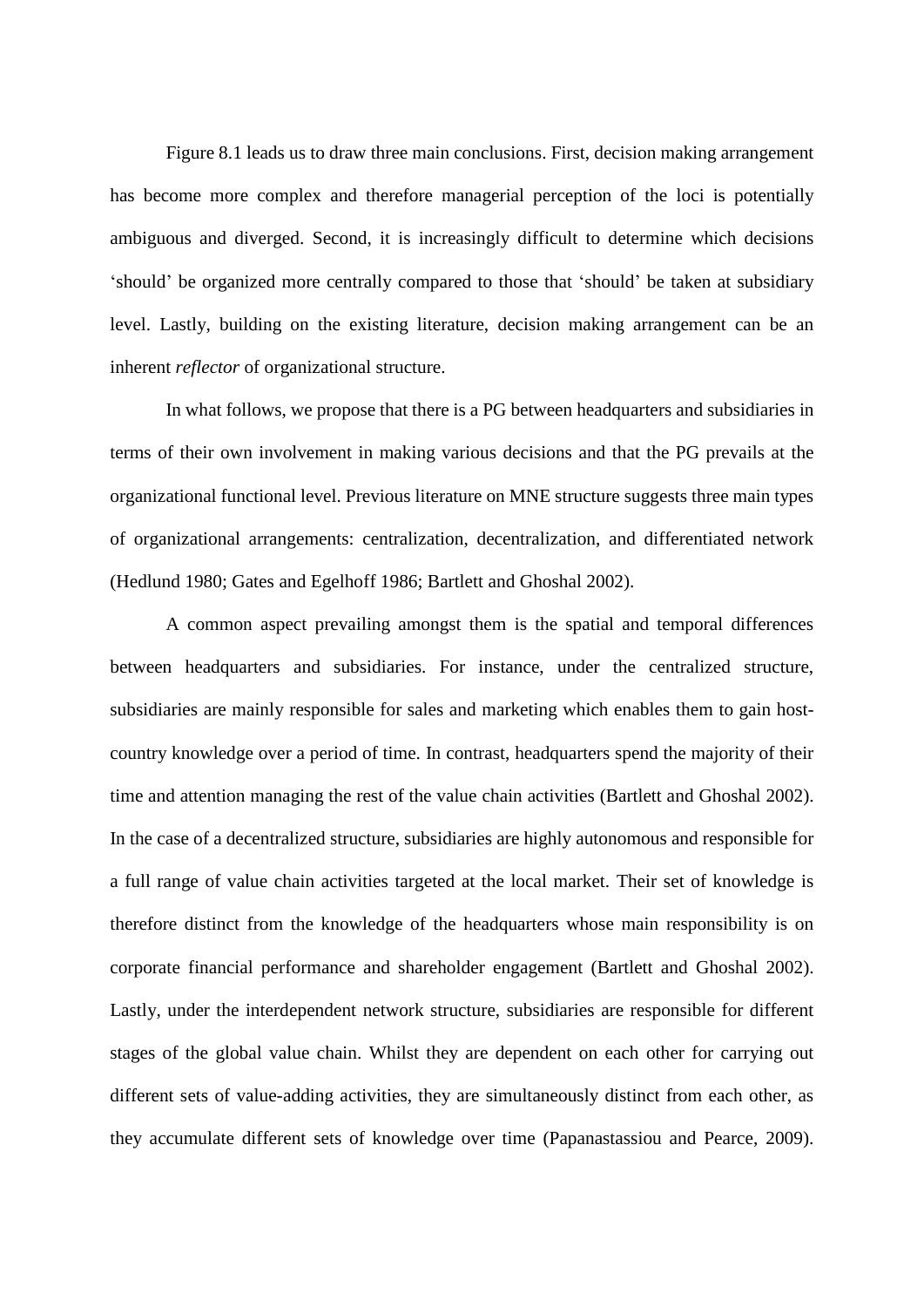Figure 8.1 leads us to draw three main conclusions. First, decision making arrangement has become more complex and therefore managerial perception of the loci is potentially ambiguous and diverged. Second, it is increasingly difficult to determine which decisions 'should' be organized more centrally compared to those that 'should' be taken at subsidiary level. Lastly, building on the existing literature, decision making arrangement can be an inherent *reflector* of organizational structure.

In what follows, we propose that there is a PG between headquarters and subsidiaries in terms of their own involvement in making various decisions and that the PG prevails at the organizational functional level. Previous literature on MNE structure suggests three main types of organizational arrangements: centralization, decentralization, and differentiated network (Hedlund 1980; Gates and Egelhoff 1986; Bartlett and Ghoshal 2002).

A common aspect prevailing amongst them is the spatial and temporal differences between headquarters and subsidiaries. For instance, under the centralized structure, subsidiaries are mainly responsible for sales and marketing which enables them to gain host-country knowledge over a period of time. In contrast, headquarters spend the majority of their time and attention managing the rest of the value chain activities (Bartlett and Ghoshal 2002). In the case of a decentralized structure, subsidiaries are highly autonomous and responsible for a full range of value chain activities targeted at the local market. Their set of knowledge is therefore distinct from the knowledge of the headquarters whose main responsibility is on corporate financial performance and shareholder engagement (Bartlett and Ghoshal 2002). Lastly, under the interdependent network structure, subsidiaries are responsible for different stages of the global value chain. Whilst they are dependent on each other for carrying out different sets of value-adding activities, they are simultaneously distinct from each other, as they accumulate different sets of knowledge over time (Papanastassiou and Pearce, 2009).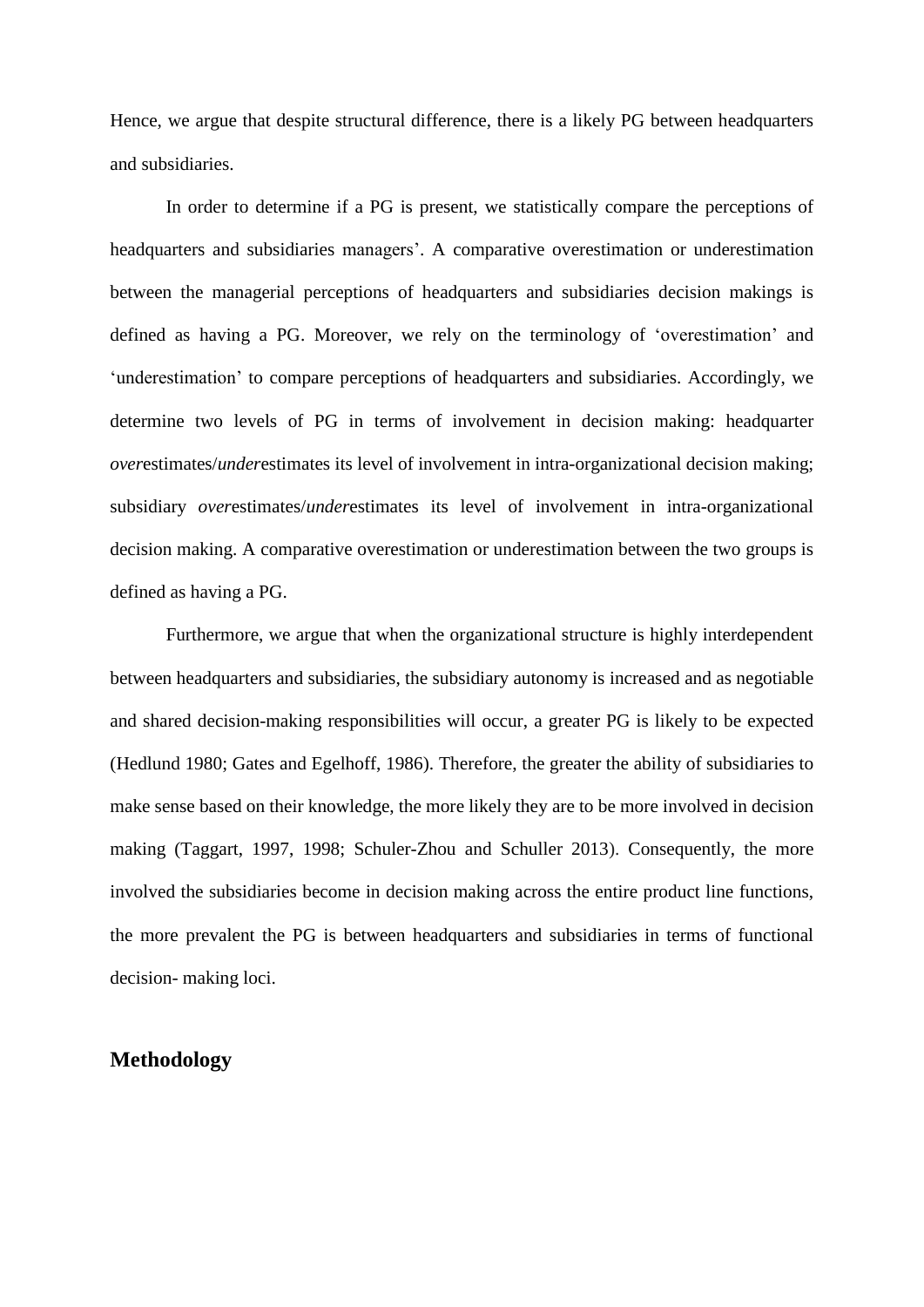Hence, we argue that despite structural difference, there is a likely PG between headquarters and subsidiaries.

In order to determine if a PG is present, we statistically compare the perceptions of headquarters and subsidiaries managers'. A comparative overestimation or underestimation between the managerial perceptions of headquarters and subsidiaries decision makings is defined as having a PG. Moreover, we rely on the terminology of 'overestimation' and 'underestimation' to compare perceptions of headquarters and subsidiaries. Accordingly, we determine two levels of PG in terms of involvement in decision making: headquarter *over*estimates/*under*estimates its level of involvement in intra-organizational decision making; subsidiary *over*estimates/*under*estimates its level of involvement in intra-organizational decision making. A comparative overestimation or underestimation between the two groups is defined as having a PG.

Furthermore, we argue that when the organizational structure is highly interdependent between headquarters and subsidiaries, the subsidiary autonomy is increased and as negotiable and shared decision-making responsibilities will occur, a greater PG is likely to be expected (Hedlund 1980; Gates and Egelhoff, 1986). Therefore, the greater the ability of subsidiaries to make sense based on their knowledge, the more likely they are to be more involved in decision making (Taggart, 1997, 1998; Schuler-Zhou and Schuller 2013). Consequently, the more involved the subsidiaries become in decision making across the entire product line functions, the more prevalent the PG is between headquarters and subsidiaries in terms of functional decision- making loci.

## Methodology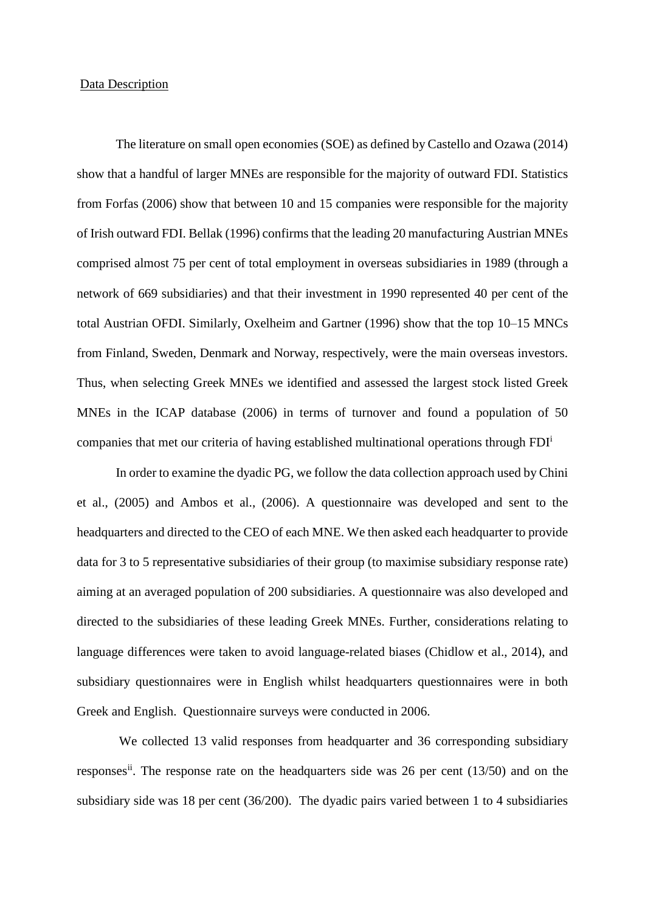## Data Description

The literature on small open economies (SOE) as defined by Castello and Ozawa (2014) show that a handful of larger MNEs are responsible for the majority of outward FDI. Statistics from Forfas (2006) show that between 10 and 15 companies were responsible for the majority of Irish outward FDI. Bellak (1996) confirms that the leading 20 manufacturing Austrian MNEs comprised almost 75 per cent of total employment in overseas subsidiaries in 1989 (through a network of 669 subsidiaries) and that their investment in 1990 represented 40 per cent of the total Austrian OFDI. Similarly, Oxelheim and Gartner (1996) show that the top 10–15 MNCs from Finland, Sweden, Denmark and Norway, respectively, were the main overseas investors. Thus, when selecting Greek MNEs we identified and assessed the largest stock listed Greek MNEs in the ICAP database (2006) in terms of turnover and found a population of 50 companies that met our criteria of having established multinational operations through FDI[i]

In order to examine the dyadic PG, we follow the data collection approach used by Chini et al., (2005) and Ambos et al., (2006). A questionnaire was developed and sent to the headquarters and directed to the CEO of each MNE. We then asked each headquarter to provide data for 3 to 5 representative subsidiaries of their group (to maximise subsidiary response rate) aiming at an averaged population of 200 subsidiaries. A questionnaire was also developed and directed to the subsidiaries of these leading Greek MNEs. Further, considerations relating to language differences were taken to avoid language-related biases (Chidlow et al., 2014), and subsidiary questionnaires were in English whilst headquarters questionnaires were in both Greek and English. Questionnaire surveys were conducted in 2006.

We collected 13 valid responses from headquarter and 36 corresponding subsidiary responses[ii]. The response rate on the headquarters side was 26 per cent (13/50) and on the subsidiary side was 18 per cent (36/200). The dyadic pairs varied between 1 to 4 subsidiaries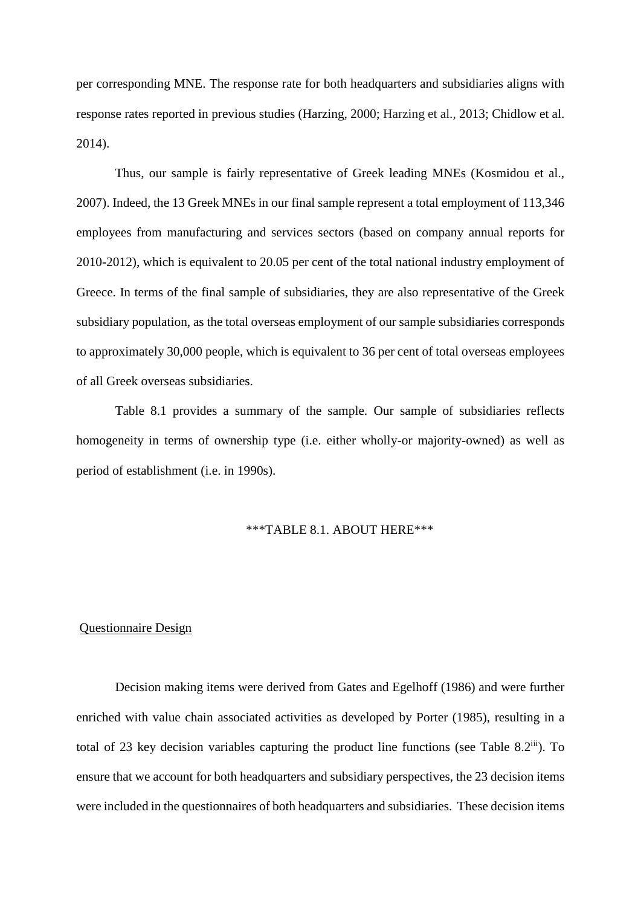per corresponding MNE. The response rate for both headquarters and subsidiaries aligns with response rates reported in previous studies (Harzing, 2000; Harzing et al., 2013; Chidlow et al. 2014).

Thus, our sample is fairly representative of Greek leading MNEs (Kosmidou et al., 2007). Indeed, the 13 Greek MNEs in our final sample represent a total employment of 113,346 employees from manufacturing and services sectors (based on company annual reports for 2010-2012), which is equivalent to 20.05 per cent of the total national industry employment of Greece. In terms of the final sample of subsidiaries, they are also representative of the Greek subsidiary population, as the total overseas employment of our sample subsidiaries corresponds to approximately 30,000 people, which is equivalent to 36 per cent of total overseas employees of all Greek overseas subsidiaries.

Table 8.1 provides a summary of the sample. Our sample of subsidiaries reflects homogeneity in terms of ownership type (i.e. either wholly-or majority-owned) as well as period of establishment (i.e. in 1990s).

***TABLE 8.1. ABOUT HERE***

<u>Questionnaire Design</u>

Decision making items were derived from Gates and Egelhoff (1986) and were further enriched with value chain associated activities as developed by Porter (1985), resulting in a total of 23 key decision variables capturing the product line functions (see Table 8.2[iii]). To ensure that we account for both headquarters and subsidiary perspectives, the 23 decision items were included in the questionnaires of both headquarters and subsidiaries. These decision items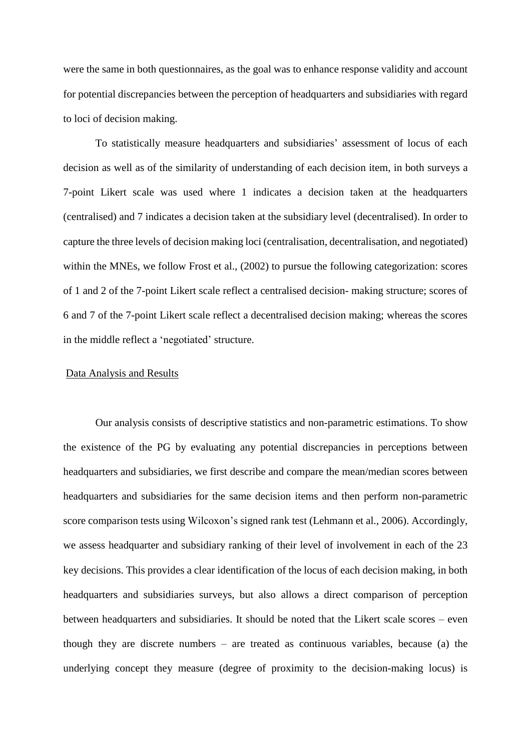were the same in both questionnaires, as the goal was to enhance response validity and account for potential discrepancies between the perception of headquarters and subsidiaries with regard to loci of decision making.

To statistically measure headquarters and subsidiaries' assessment of locus of each decision as well as of the similarity of understanding of each decision item, in both surveys a 7-point Likert scale was used where 1 indicates a decision taken at the headquarters (centralised) and 7 indicates a decision taken at the subsidiary level (decentralised). In order to capture the three levels of decision making loci (centralisation, decentralisation, and negotiated) within the MNEs, we follow Frost et al., (2002) to pursue the following categorization: scores of 1 and 2 of the 7-point Likert scale reflect a centralised decision- making structure; scores of 6 and 7 of the 7-point Likert scale reflect a decentralised decision making; whereas the scores in the middle reflect a 'negotiated' structure.

## Data Analysis and Results

Our analysis consists of descriptive statistics and non-parametric estimations. To show the existence of the PG by evaluating any potential discrepancies in perceptions between headquarters and subsidiaries, we first describe and compare the mean/median scores between headquarters and subsidiaries for the same decision items and then perform non-parametric score comparison tests using Wilcoxon's signed rank test (Lehmann et al., 2006). Accordingly, we assess headquarter and subsidiary ranking of their level of involvement in each of the 23 key decisions. This provides a clear identification of the locus of each decision making, in both headquarters and subsidiaries surveys, but also allows a direct comparison of perception between headquarters and subsidiaries. It should be noted that the Likert scale scores – even though they are discrete numbers – are treated as continuous variables, because (a) the underlying concept they measure (degree of proximity to the decision-making locus) is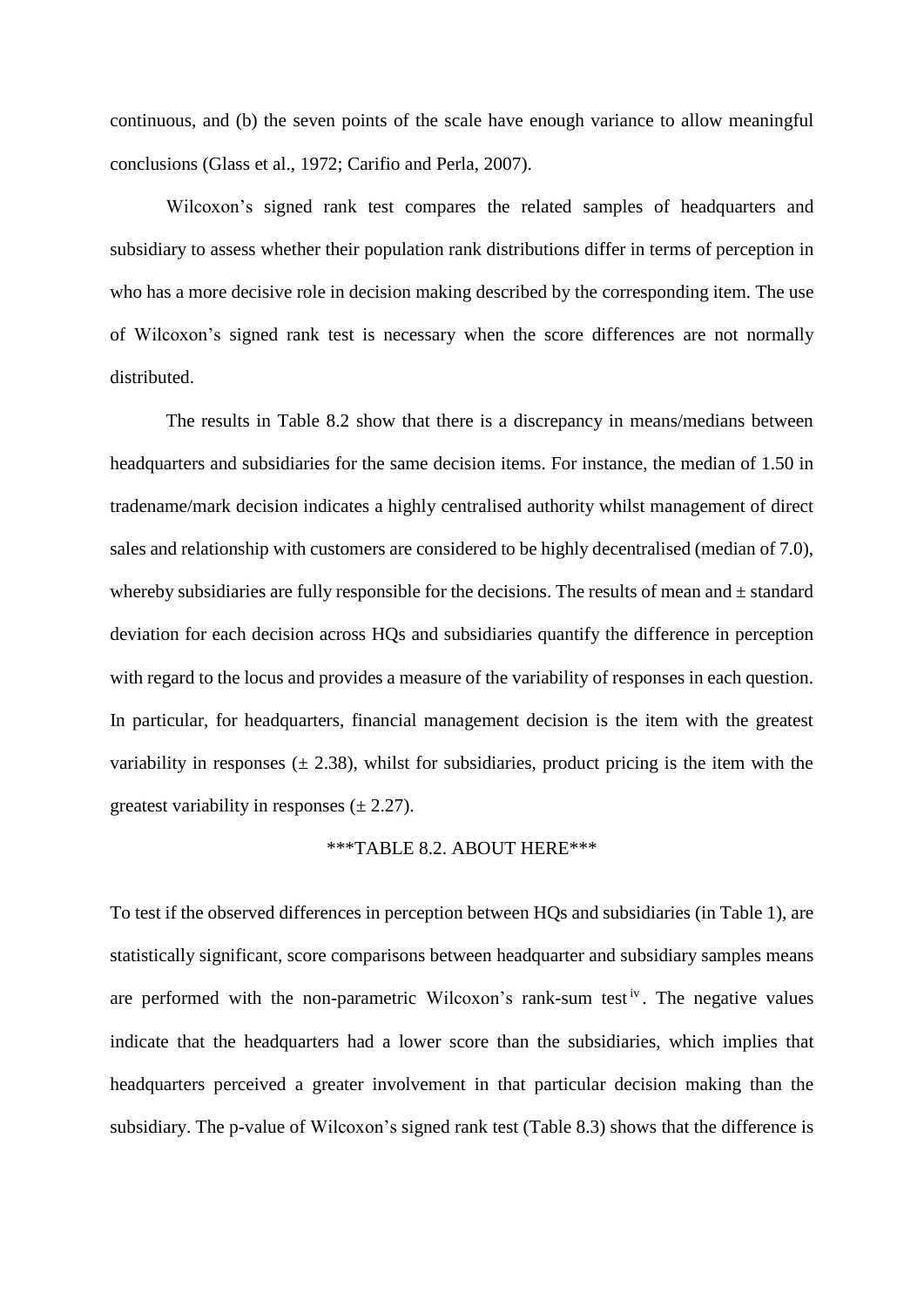continuous, and (b) the seven points of the scale have enough variance to allow meaningful conclusions (Glass et al., 1972; Carifio and Perla, 2007).

Wilcoxon's signed rank test compares the related samples of headquarters and subsidiary to assess whether their population rank distributions differ in terms of perception in who has a more decisive role in decision making described by the corresponding item. The use of Wilcoxon's signed rank test is necessary when the score differences are not normally distributed.

The results in Table 8.2 show that there is a discrepancy in means/medians between headquarters and subsidiaries for the same decision items. For instance, the median of 1.50 in tradename/mark decision indicates a highly centralised authority whilst management of direct sales and relationship with customers are considered to be highly decentralised (median of 7.0), whereby subsidiaries are fully responsible for the decisions. The results of mean and ± standard deviation for each decision across HQs and subsidiaries quantify the difference in perception with regard to the locus and provides a measure of the variability of responses in each question. In particular, for headquarters, financial management decision is the item with the greatest variability in responses (± 2.38), whilst for subsidiaries, product pricing is the item with the greatest variability in responses (± 2.27).

***TABLE 8.2. ABOUT HERE***

To test if the observed differences in perception between HQs and subsidiaries (in Table 1), are statistically significant, score comparisons between headquarter and subsidiary samples means are performed with the non-parametric Wilcoxon's rank-sum test[iv]. The negative values indicate that the headquarters had a lower score than the subsidiaries, which implies that headquarters perceived a greater involvement in that particular decision making than the subsidiary. The p-value of Wilcoxon's signed rank test (Table 8.3) shows that the difference is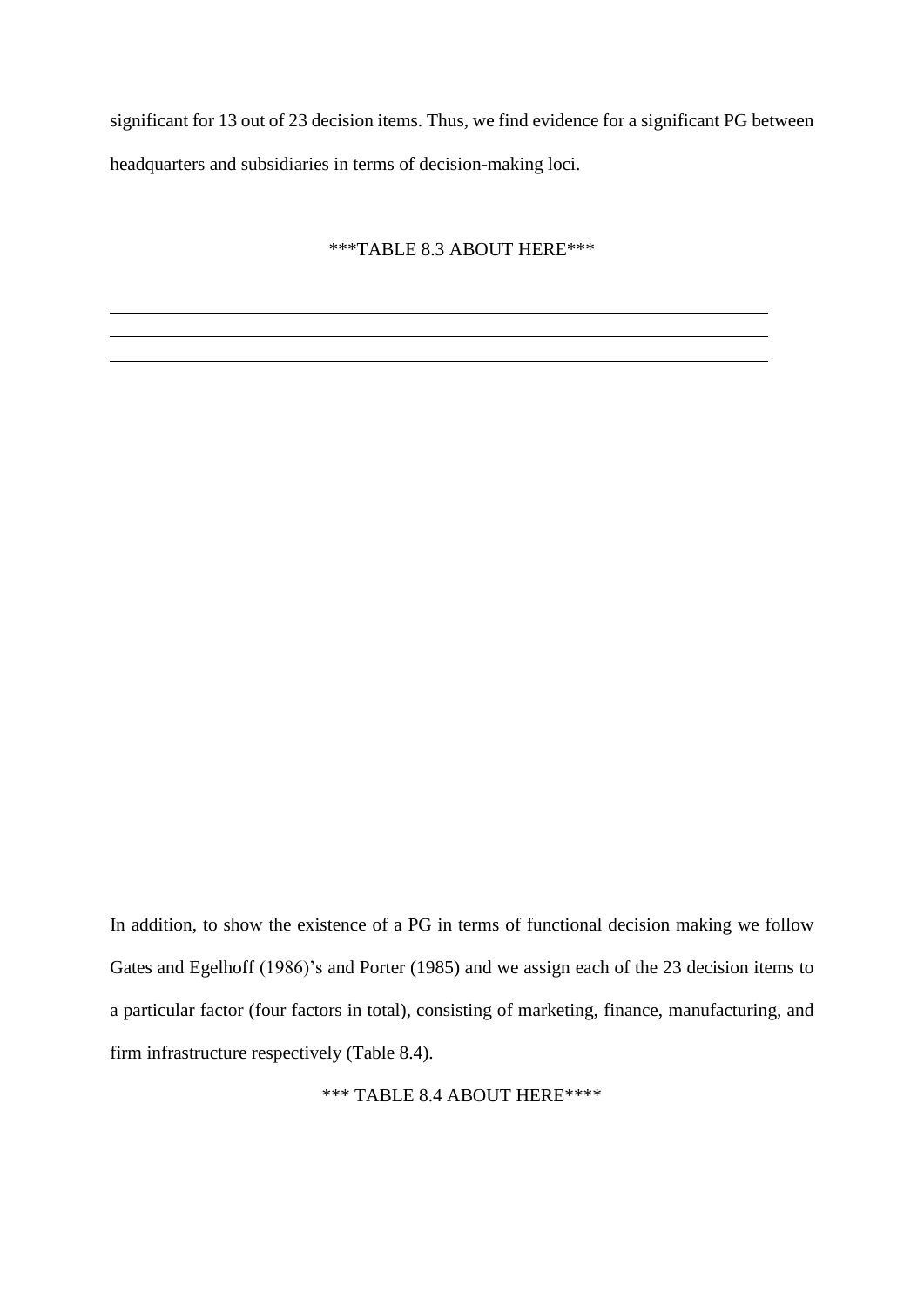significant for 13 out of 23 decision items. Thus, we find evidence for a significant PG between headquarters and subsidiaries in terms of decision-making loci.

***TABLE 8.3 ABOUT HERE***

In addition, to show the existence of a PG in terms of functional decision making we follow Gates and Egelhoff (1986)'s and Porter (1985) and we assign each of the 23 decision items to a particular factor (four factors in total), consisting of marketing, finance, manufacturing, and firm infrastructure respectively (Table 8.4).

*** TABLE 8.4 ABOUT HERE****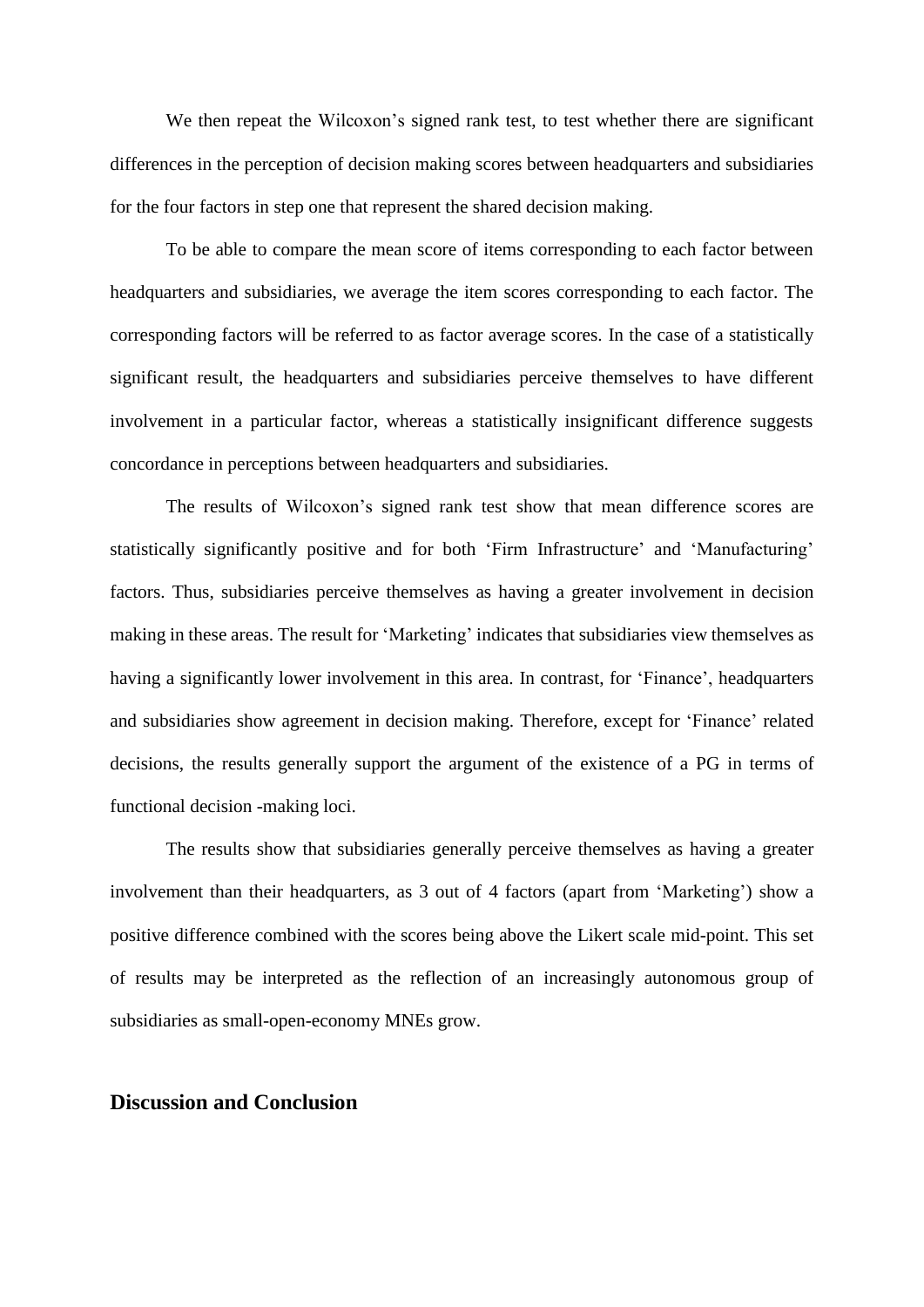We then repeat the Wilcoxon's signed rank test, to test whether there are significant differences in the perception of decision making scores between headquarters and subsidiaries for the four factors in step one that represent the shared decision making.

To be able to compare the mean score of items corresponding to each factor between headquarters and subsidiaries, we average the item scores corresponding to each factor. The corresponding factors will be referred to as factor average scores. In the case of a statistically significant result, the headquarters and subsidiaries perceive themselves to have different involvement in a particular factor, whereas a statistically insignificant difference suggests concordance in perceptions between headquarters and subsidiaries.

The results of Wilcoxon's signed rank test show that mean difference scores are statistically significantly positive and for both 'Firm Infrastructure' and 'Manufacturing' factors. Thus, subsidiaries perceive themselves as having a greater involvement in decision making in these areas. The result for 'Marketing' indicates that subsidiaries view themselves as having a significantly lower involvement in this area. In contrast, for 'Finance', headquarters and subsidiaries show agreement in decision making. Therefore, except for 'Finance' related decisions, the results generally support the argument of the existence of a PG in terms of functional decision -making loci.

The results show that subsidiaries generally perceive themselves as having a greater involvement than their headquarters, as 3 out of 4 factors (apart from 'Marketing') show a positive difference combined with the scores being above the Likert scale mid-point. This set of results may be interpreted as the reflection of an increasingly autonomous group of subsidiaries as small-open-economy MNEs grow.

## Discussion and Conclusion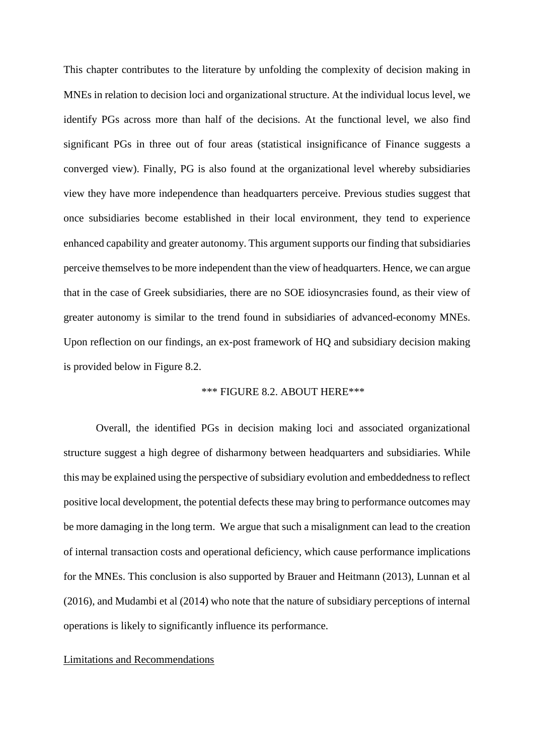This chapter contributes to the literature by unfolding the complexity of decision making in MNEs in relation to decision loci and organizational structure. At the individual locus level, we identify PGs across more than half of the decisions. At the functional level, we also find significant PGs in three out of four areas (statistical insignificance of Finance suggests a converged view). Finally, PG is also found at the organizational level whereby subsidiaries view they have more independence than headquarters perceive. Previous studies suggest that once subsidiaries become established in their local environment, they tend to experience enhanced capability and greater autonomy. This argument supports our finding that subsidiaries perceive themselves to be more independent than the view of headquarters. Hence, we can argue that in the case of Greek subsidiaries, there are no SOE idiosyncrasies found, as their view of greater autonomy is similar to the trend found in subsidiaries of advanced-economy MNEs. Upon reflection on our findings, an ex-post framework of HQ and subsidiary decision making is provided below in Figure 8.2.

*** FIGURE 8.2. ABOUT HERE***

Overall, the identified PGs in decision making loci and associated organizational structure suggest a high degree of disharmony between headquarters and subsidiaries. While this may be explained using the perspective of subsidiary evolution and embeddedness to reflect positive local development, the potential defects these may bring to performance outcomes may be more damaging in the long term. We argue that such a misalignment can lead to the creation of internal transaction costs and operational deficiency, which cause performance implications for the MNEs. This conclusion is also supported by Brauer and Heitmann (2013), Lunnan et al (2016), and Mudambi et al (2014) who note that the nature of subsidiary perceptions of internal operations is likely to significantly influence its performance.

## Limitations and Recommendations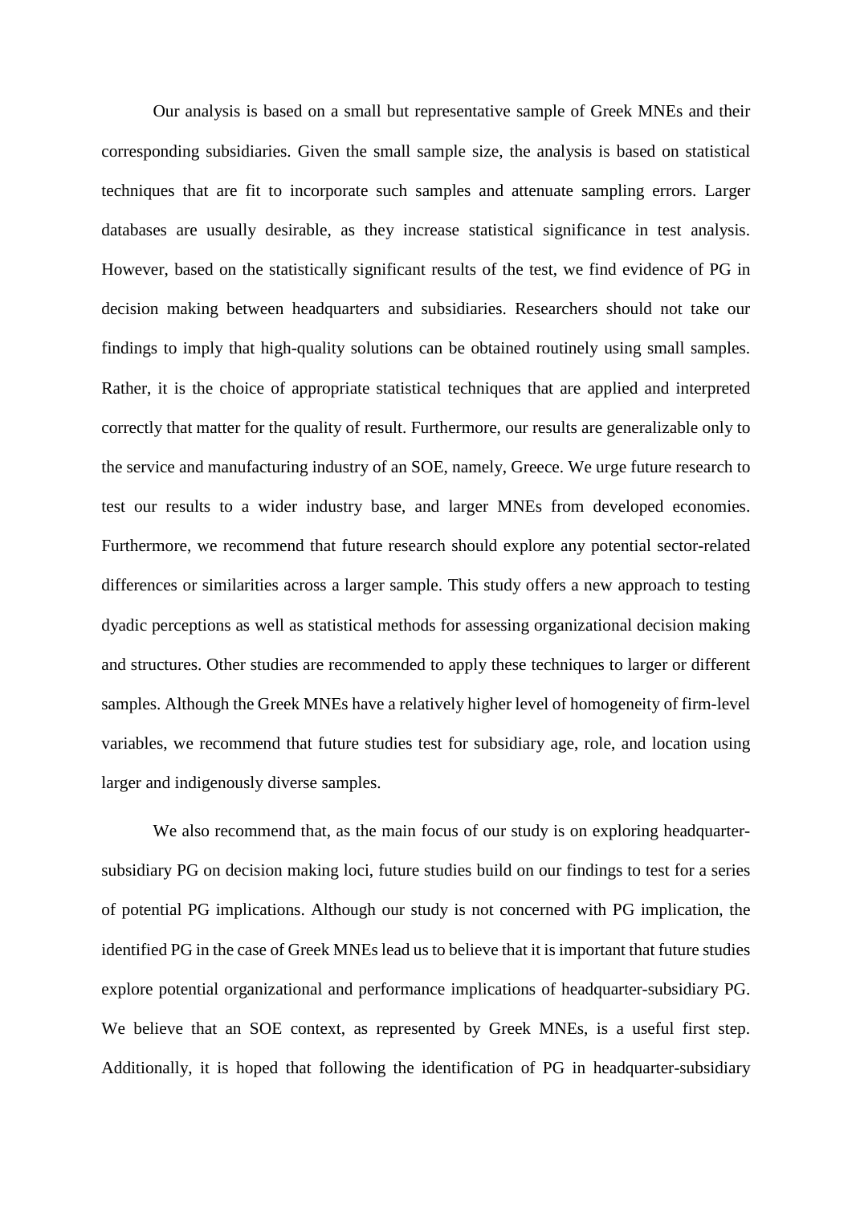Our analysis is based on a small but representative sample of Greek MNEs and their corresponding subsidiaries. Given the small sample size, the analysis is based on statistical techniques that are fit to incorporate such samples and attenuate sampling errors. Larger databases are usually desirable, as they increase statistical significance in test analysis. However, based on the statistically significant results of the test, we find evidence of PG in decision making between headquarters and subsidiaries. Researchers should not take our findings to imply that high-quality solutions can be obtained routinely using small samples. Rather, it is the choice of appropriate statistical techniques that are applied and interpreted correctly that matter for the quality of result. Furthermore, our results are generalizable only to the service and manufacturing industry of an SOE, namely, Greece. We urge future research to test our results to a wider industry base, and larger MNEs from developed economies. Furthermore, we recommend that future research should explore any potential sector-related differences or similarities across a larger sample. This study offers a new approach to testing dyadic perceptions as well as statistical methods for assessing organizational decision making and structures. Other studies are recommended to apply these techniques to larger or different samples. Although the Greek MNEs have a relatively higher level of homogeneity of firm-level variables, we recommend that future studies test for subsidiary age, role, and location using larger and indigenously diverse samples.

We also recommend that, as the main focus of our study is on exploring headquarter-subsidiary PG on decision making loci, future studies build on our findings to test for a series of potential PG implications. Although our study is not concerned with PG implication, the identified PG in the case of Greek MNEs lead us to believe that it is important that future studies explore potential organizational and performance implications of headquarter-subsidiary PG. We believe that an SOE context, as represented by Greek MNEs, is a useful first step. Additionally, it is hoped that following the identification of PG in headquarter-subsidiary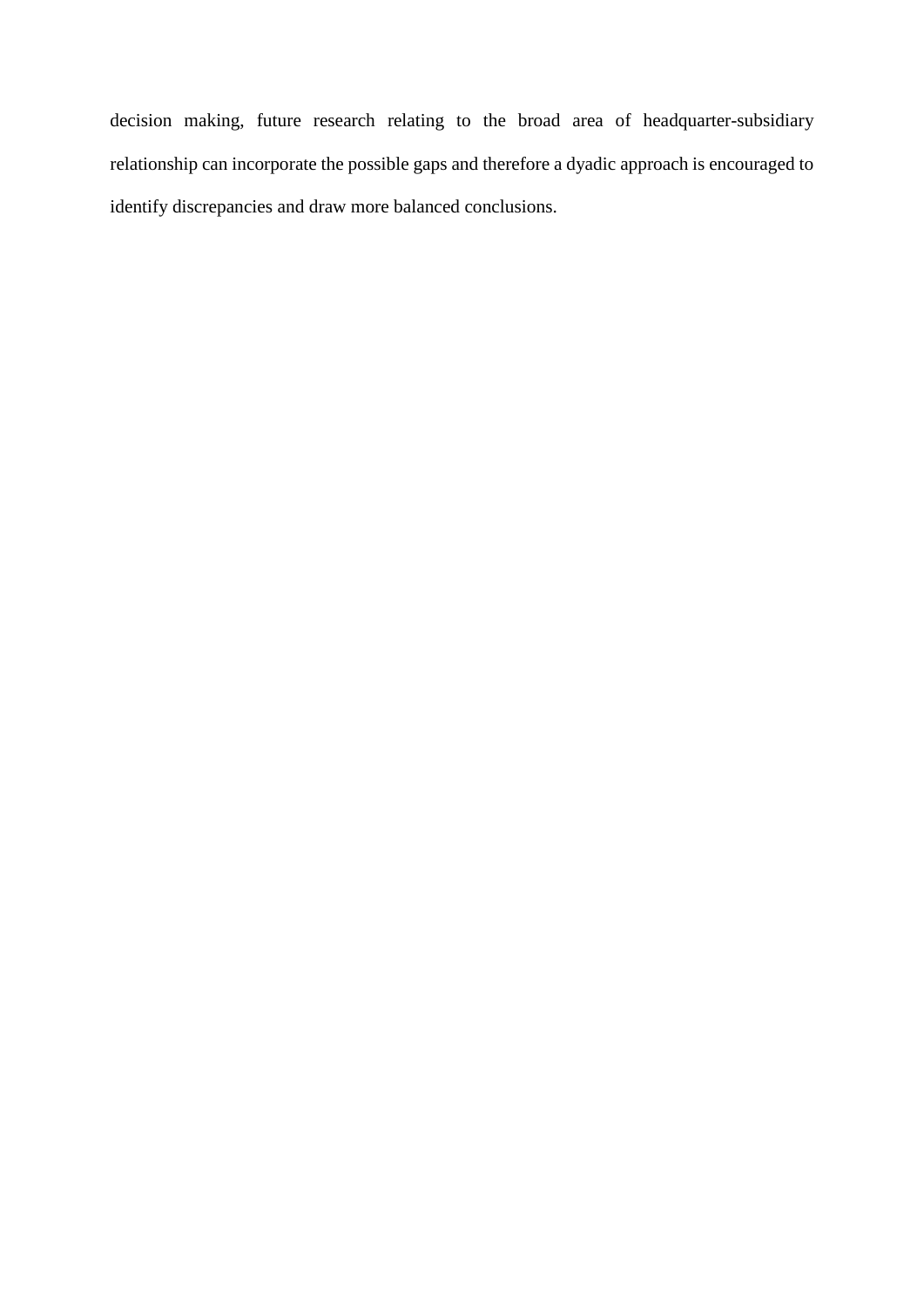decision making, future research relating to the broad area of headquarter-subsidiary relationship can incorporate the possible gaps and therefore a dyadic approach is encouraged to identify discrepancies and draw more balanced conclusions.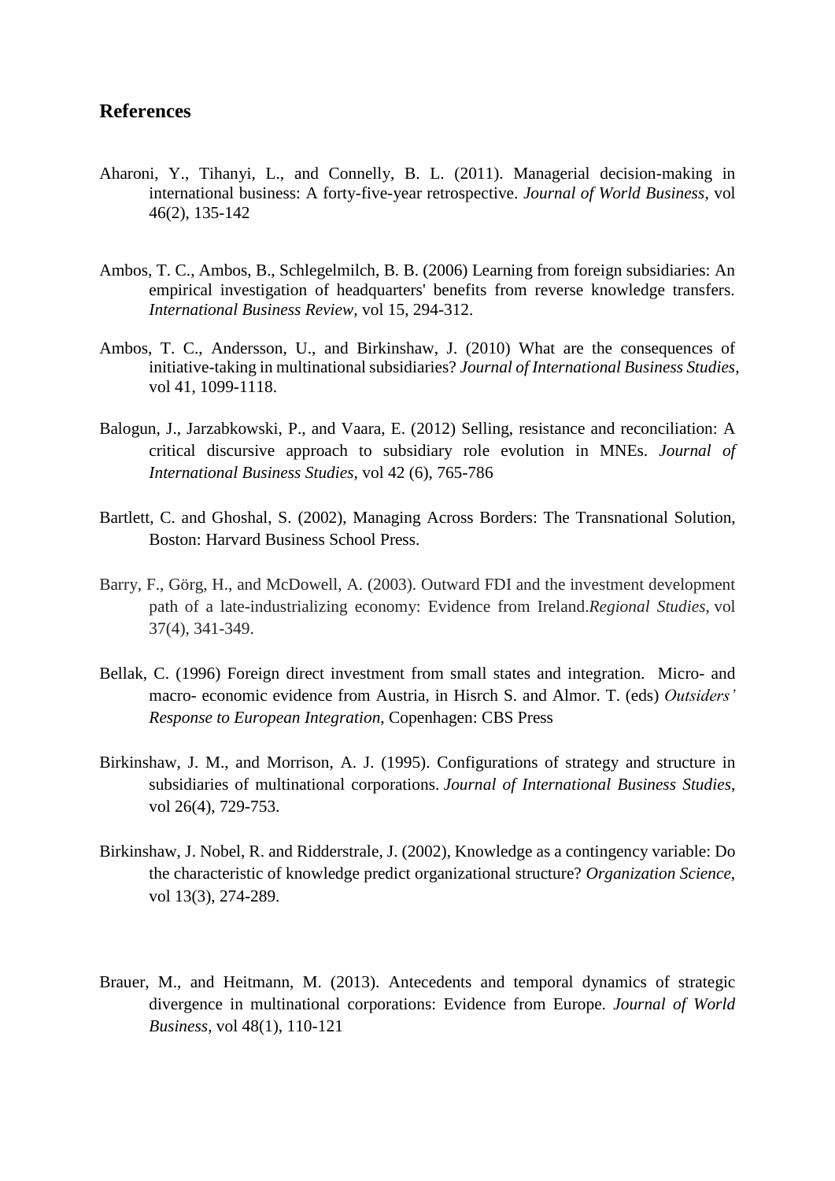## References

Aharoni, Y., Tihanyi, L., and Connelly, B. L. (2011). Managerial decision-making in international business: A forty-five-year retrospective. *Journal of World Business*, vol 46(2), 135-142

Ambos, T. C., Ambos, B., Schlegelmilch, B. B. (2006) Learning from foreign subsidiaries: An empirical investigation of headquarters' benefits from reverse knowledge transfers. *International Business Review,* vol 15, 294-312.

Ambos, T. C., Andersson, U., and Birkinshaw, J. (2010) What are the consequences of initiative-taking in multinational subsidiaries? *Journal of International Business Studies*, vol 41, 1099-1118.

Balogun, J., Jarzabkowski, P., and Vaara, E. (2012) Selling, resistance and reconciliation: A critical discursive approach to subsidiary role evolution in MNEs. *Journal of International Business Studies,* vol 42 (6), 765-786

Bartlett, C. and Ghoshal, S. (2002), Managing Across Borders: The Transnational Solution, Boston: Harvard Business School Press.

Barry, F., Görg, H., and McDowell, A. (2003). Outward FDI and the investment development path of a late-industrializing economy: Evidence from Ireland.*Regional Studies*, vol 37(4), 341-349.

Bellak, C. (1996) Foreign direct investment from small states and integration. Micro- and macro- economic evidence from Austria, in Hisrch S. and Almor. T. (eds) *Outsiders' Response to European Integration*, Copenhagen: CBS Press

Birkinshaw, J. M., and Morrison, A. J. (1995). Configurations of strategy and structure in subsidiaries of multinational corporations. *Journal of International Business Studies*, vol 26(4), 729-753.

Birkinshaw, J. Nobel, R. and Ridderstrale, J. (2002), Knowledge as a contingency variable: Do the characteristic of knowledge predict organizational structure? *Organization Science*, vol 13(3), 274-289.

Brauer, M., and Heitmann, M. (2013). Antecedents and temporal dynamics of strategic divergence in multinational corporations: Evidence from Europe. *Journal of World Business*, vol 48(1), 110-121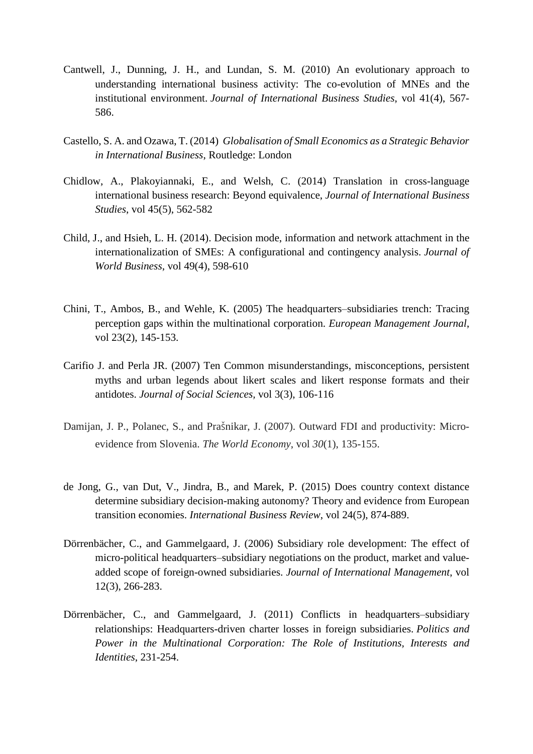Cantwell, J., Dunning, J. H., and Lundan, S. M. (2010) An evolutionary approach to understanding international business activity: The co-evolution of MNEs and the institutional environment. *Journal of International Business Studies*, vol 41(4), 567-586.

Castello, S. A. and Ozawa, T. (2014) *Globalisation of Small Economics as a Strategic Behavior in International Business*, Routledge: London

Chidlow, A., Plakoyiannaki, E., and Welsh, C. (2014) Translation in cross-language international business research: Beyond equivalence, *Journal of International Business Studies*, vol 45(5), 562-582

Child, J., and Hsieh, L. H. (2014). Decision mode, information and network attachment in the internationalization of SMEs: A configurational and contingency analysis. *Journal of World Business*, vol 49(4), 598-610

Chini, T., Ambos, B., and Wehle, K. (2005) The headquarters–subsidiaries trench: Tracing perception gaps within the multinational corporation. *European Management Journal*, vol 23(2), 145-153.

Carifio J. and Perla JR. (2007) Ten Common misunderstandings, misconceptions, persistent myths and urban legends about likert scales and likert response formats and their antidotes. *Journal of Social Sciences,* vol 3(3), 106-116

Damijan, J. P., Polanec, S., and Prašnikar, J. (2007). Outward FDI and productivity: Micro-evidence from Slovenia. *The World Economy*, vol *30*(1), 135-155.

de Jong, G., van Dut, V., Jindra, B., and Marek, P. (2015) Does country context distance determine subsidiary decision-making autonomy? Theory and evidence from European transition economies. *International Business Review*, vol 24(5), 874-889.

Dörrenbächer, C., and Gammelgaard, J. (2006) Subsidiary role development: The effect of micro-political headquarters–subsidiary negotiations on the product, market and value-added scope of foreign-owned subsidiaries. *Journal of International Management*, vol 12(3), 266-283.

Dörrenbächer, C., and Gammelgaard, J. (2011) Conflicts in headquarters–subsidiary relationships: Headquarters-driven charter losses in foreign subsidiaries. *Politics and Power in the Multinational Corporation: The Role of Institutions, Interests and Identities*, 231-254.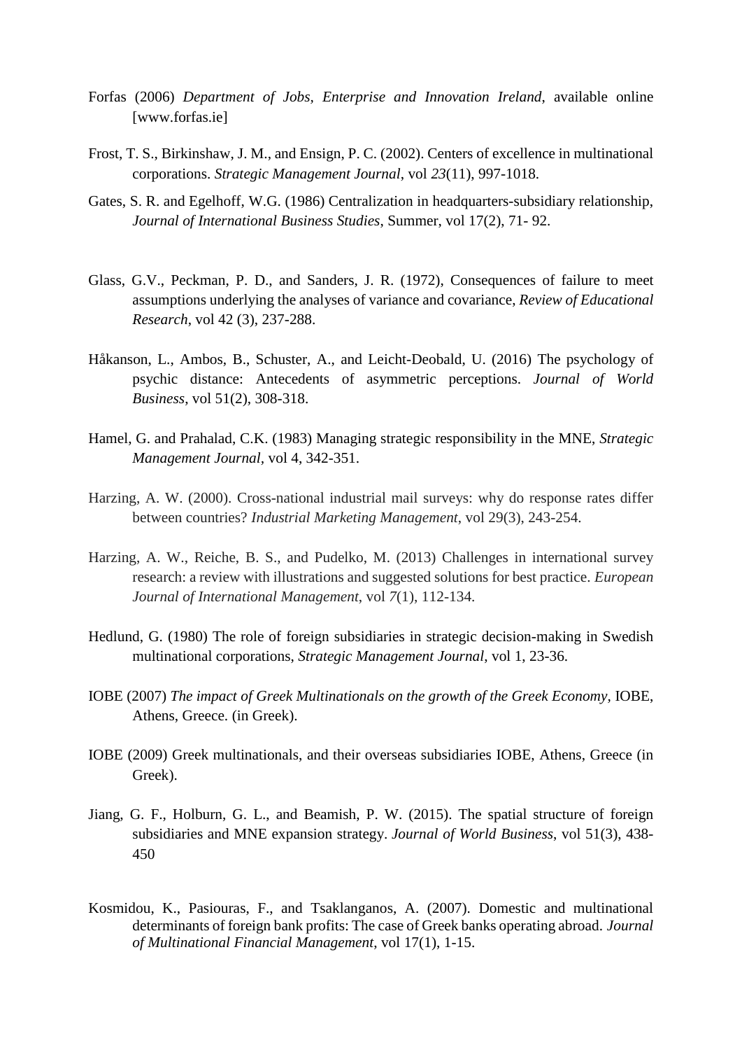Forfas (2006) *Department of Jobs, Enterprise and Innovation Ireland*, available online [www.forfas.ie]

Frost, T. S., Birkinshaw, J. M., and Ensign, P. C. (2002). Centers of excellence in multinational corporations. *Strategic Management Journal*, vol *23*(11), 997-1018.

Gates, S. R. and Egelhoff, W.G. (1986) Centralization in headquarters-subsidiary relationship, *Journal of International Business Studies*, Summer, vol 17(2), 71- 92.

Glass, G.V., Peckman, P. D., and Sanders, J. R. (1972), Consequences of failure to meet assumptions underlying the analyses of variance and covariance, *Review of Educational Research*, vol 42 (3), 237-288.

Håkanson, L., Ambos, B., Schuster, A., and Leicht-Deobald, U. (2016) The psychology of psychic distance: Antecedents of asymmetric perceptions. *Journal of World Business*, vol 51(2), 308-318.

Hamel, G. and Prahalad, C.K. (1983) Managing strategic responsibility in the MNE, *Strategic Management Journal*, vol 4, 342-351.

Harzing, A. W. (2000). Cross-national industrial mail surveys: why do response rates differ between countries? *Industrial Marketing Management*, vol 29(3), 243-254.

Harzing, A. W., Reiche, B. S., and Pudelko, M. (2013) Challenges in international survey research: a review with illustrations and suggested solutions for best practice. *European Journal of International Management*, vol *7*(1), 112-134.

Hedlund, G. (1980) The role of foreign subsidiaries in strategic decision-making in Swedish multinational corporations, *Strategic Management Journal*, vol 1, 23-36.

IOBE (2007) *The impact of Greek Multinationals on the growth of the Greek Economy,* IOBE, Athens, Greece. (in Greek).

IOBE (2009) Greek multinationals, and their overseas subsidiaries IOBE, Athens, Greece (in Greek).

Jiang, G. F., Holburn, G. L., and Beamish, P. W. (2015). The spatial structure of foreign subsidiaries and MNE expansion strategy. *Journal of World Business*, vol 51(3), 438-450

Kosmidou, K., Pasiouras, F., and Tsaklanganos, A. (2007). Domestic and multinational determinants of foreign bank profits: The case of Greek banks operating abroad. *Journal of Multinational Financial Management*, vol 17(1), 1-15.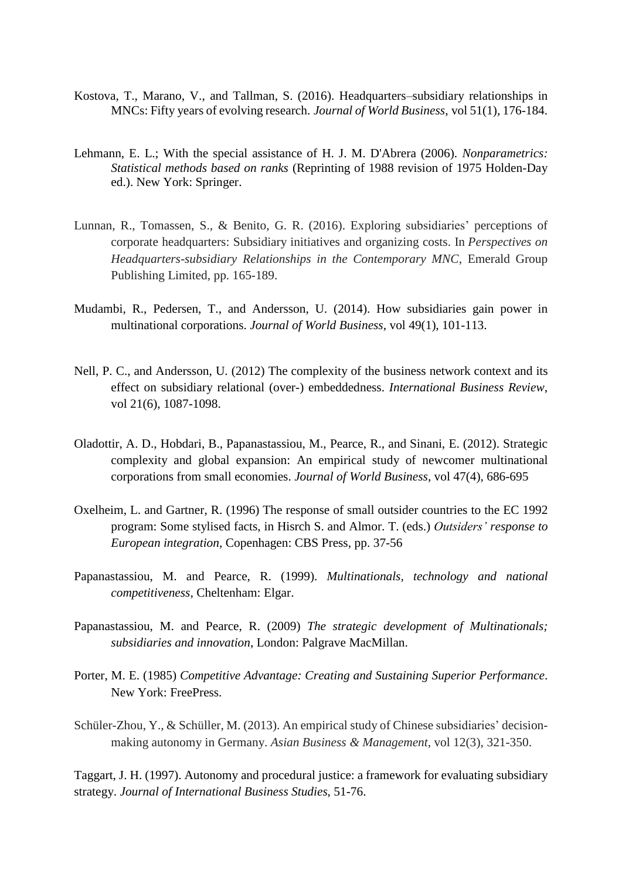Kostova, T., Marano, V., and Tallman, S. (2016). Headquarters–subsidiary relationships in MNCs: Fifty years of evolving research. *Journal of World Business*, vol 51(1), 176-184.

Lehmann, E. L.; With the special assistance of H. J. M. D'Abrera (2006). *Nonparametrics: Statistical methods based on ranks* (Reprinting of 1988 revision of 1975 Holden-Day ed.). New York: Springer.

Lunnan, R., Tomassen, S., & Benito, G. R. (2016). Exploring subsidiaries' perceptions of corporate headquarters: Subsidiary initiatives and organizing costs. In *Perspectives on Headquarters-subsidiary Relationships in the Contemporary MNC*, Emerald Group Publishing Limited, pp. 165-189.

Mudambi, R., Pedersen, T., and Andersson, U. (2014). How subsidiaries gain power in multinational corporations. *Journal of World Business*, vol 49(1), 101-113.

Nell, P. C., and Andersson, U. (2012) The complexity of the business network context and its effect on subsidiary relational (over-) embeddedness. *International Business Review*, vol 21(6), 1087-1098.

Oladottir, A. D., Hobdari, B., Papanastassiou, M., Pearce, R., and Sinani, E. (2012). Strategic complexity and global expansion: An empirical study of newcomer multinational corporations from small economies. *Journal of World Business*, vol 47(4), 686-695

Oxelheim, L. and Gartner, R. (1996) The response of small outsider countries to the EC 1992 program: Some stylised facts, in Hisrch S. and Almor. T. (eds.) *Outsiders' response to European integration*, Copenhagen: CBS Press, pp. 37-56

Papanastassiou, M. and Pearce, R. (1999). *Multinationals, technology and national competitiveness*, Cheltenham: Elgar.

Papanastassiou, M. and Pearce, R. (2009) *The strategic development of Multinationals; subsidiaries and innovation*, London: Palgrave MacMillan.

Porter, M. E. (1985) *Competitive Advantage: Creating and Sustaining Superior Performance*. New York: FreePress.

Schüler-Zhou, Y., & Schüller, M. (2013). An empirical study of Chinese subsidiaries' decision-making autonomy in Germany. *Asian Business & Management*, vol 12(3), 321-350.

Taggart, J. H. (1997). Autonomy and procedural justice: a framework for evaluating subsidiary strategy. *Journal of International Business Studies*, 51-76.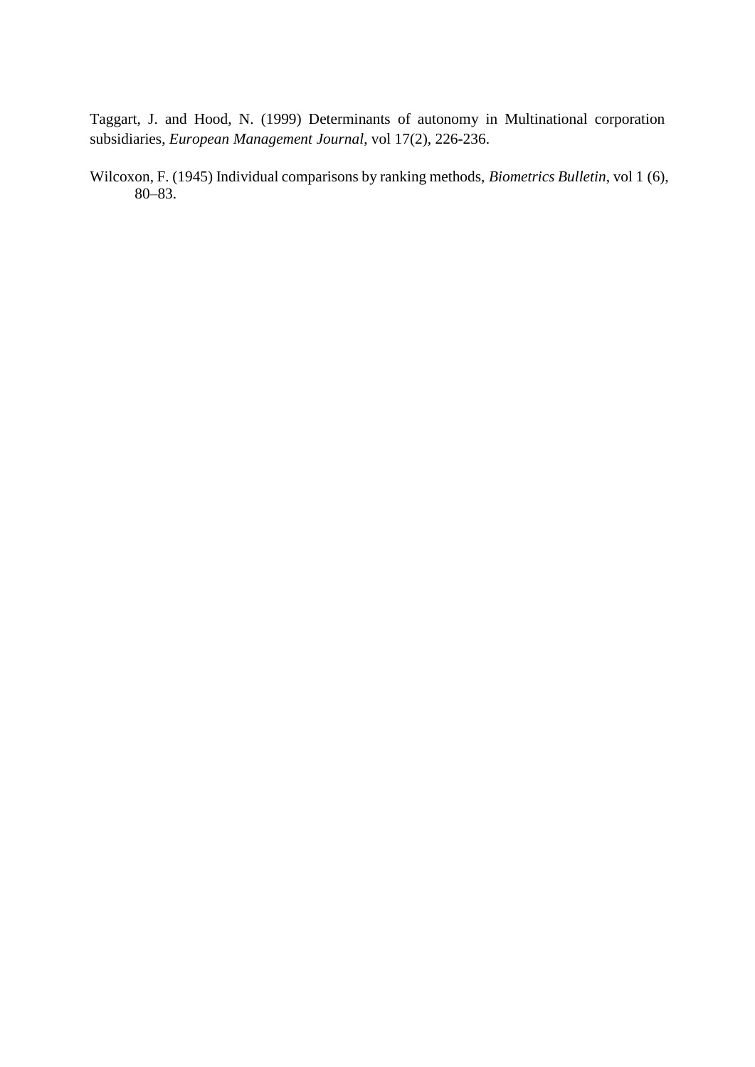Taggart, J. and Hood, N. (1999) Determinants of autonomy in Multinational corporation subsidiaries, *European Management Journal*, vol 17(2), 226-236.

Wilcoxon, F. (1945) Individual comparisons by ranking methods, *Biometrics Bulletin*, vol 1 (6), 80–83.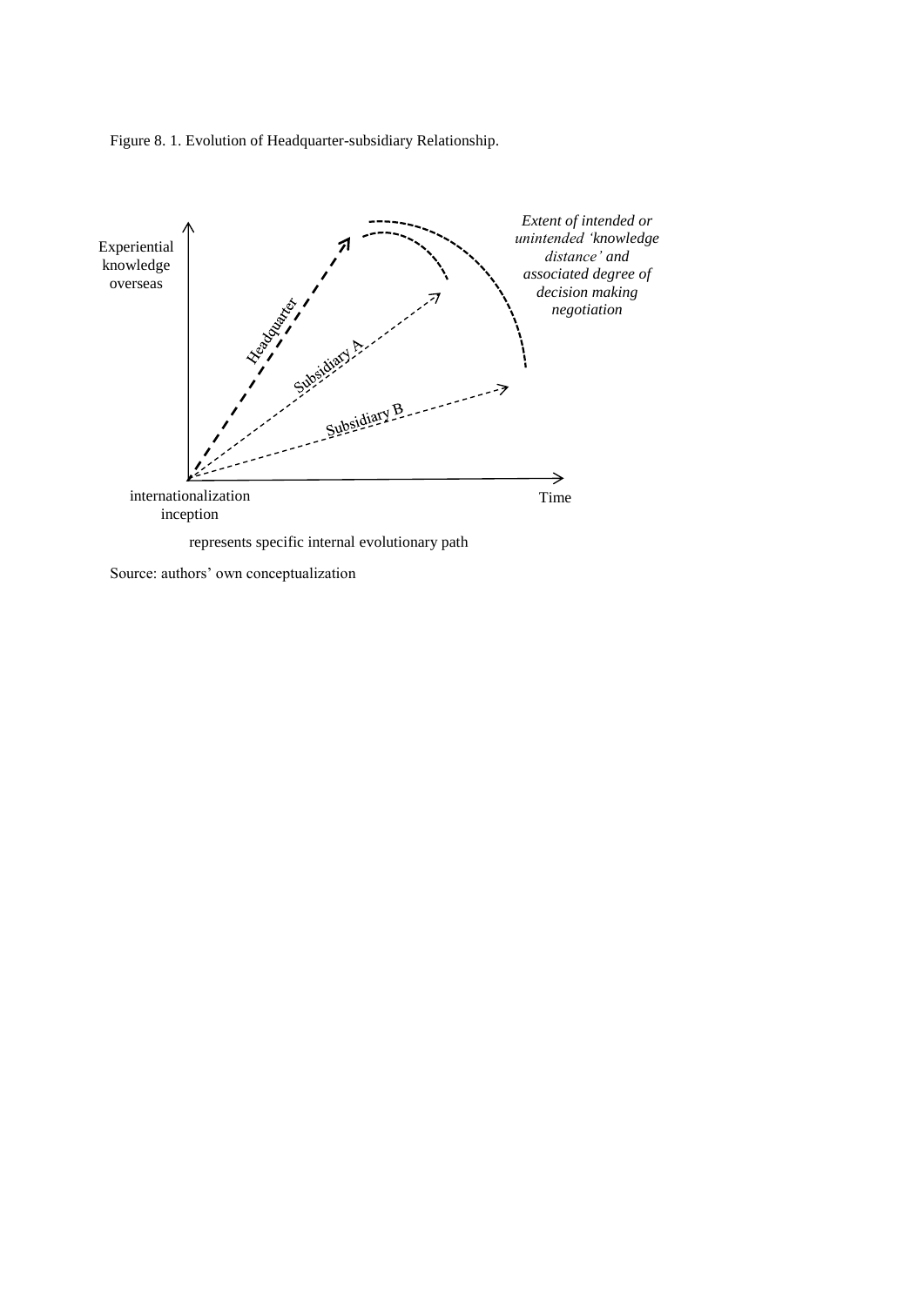Figure 8. 1. Evolution of Headquarter-subsidiary Relationship.

Experiential knowledge overseas

Headquarter

Subsidiary A

Subsidiary B

*Extent of intended or unintended 'knowledge distance' and associated degree of decision making negotiation*

internationalization inception

Time

represents specific internal evolutionary path

Source: authors' own conceptualization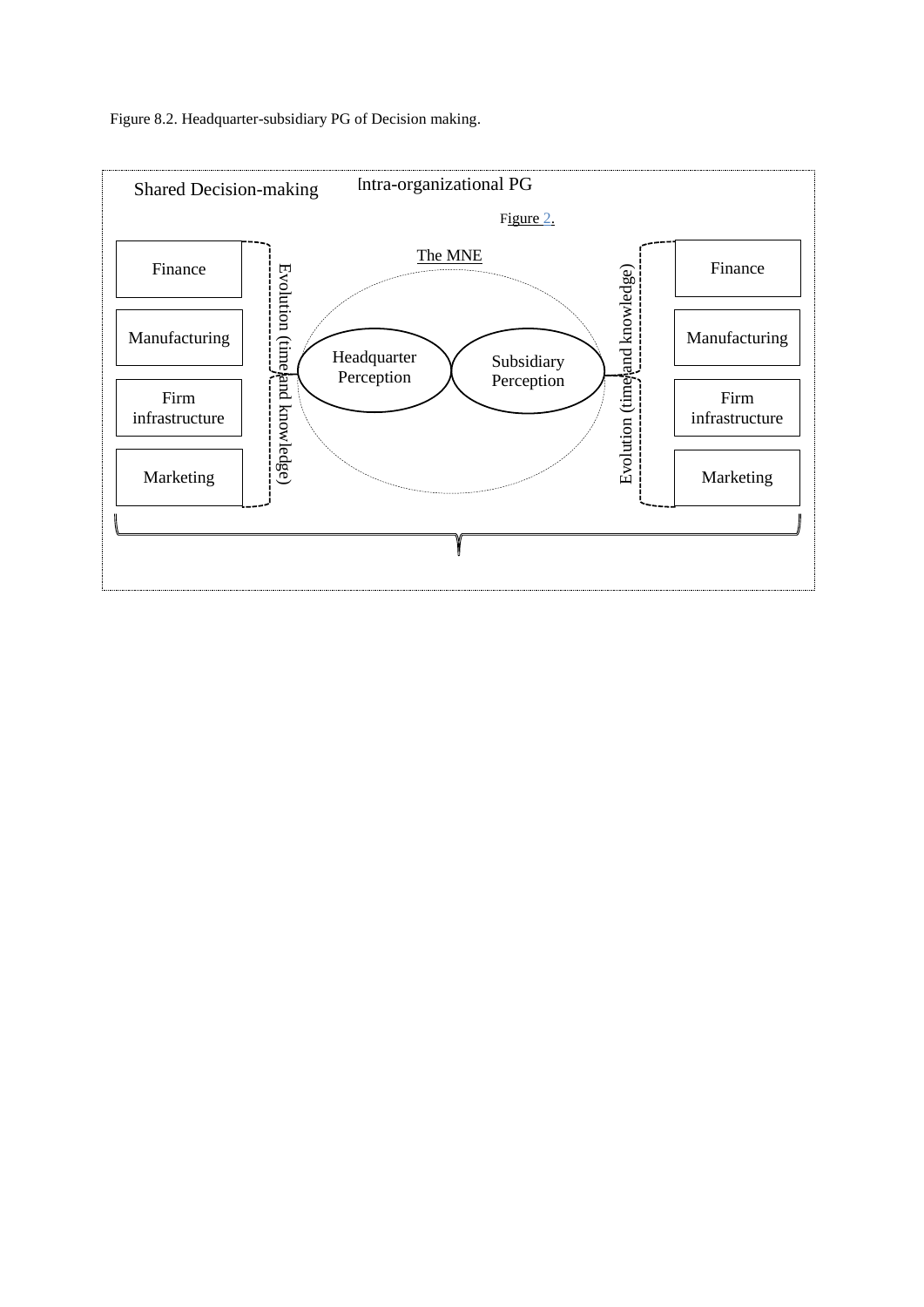Figure 8.2. Headquarter-subsidiary PG of Decision making.

Shared Decision-making

Intra-organizational PG

Figure 2.

The MNE

Finance

Manufacturing

Firm infrastructure

Marketing

Evolution (time and knowledge)

Headquarter Perception

Subsidiary Perception

Evolution (time and knowledge)

Finance

Manufacturing

Firm infrastructure

Marketing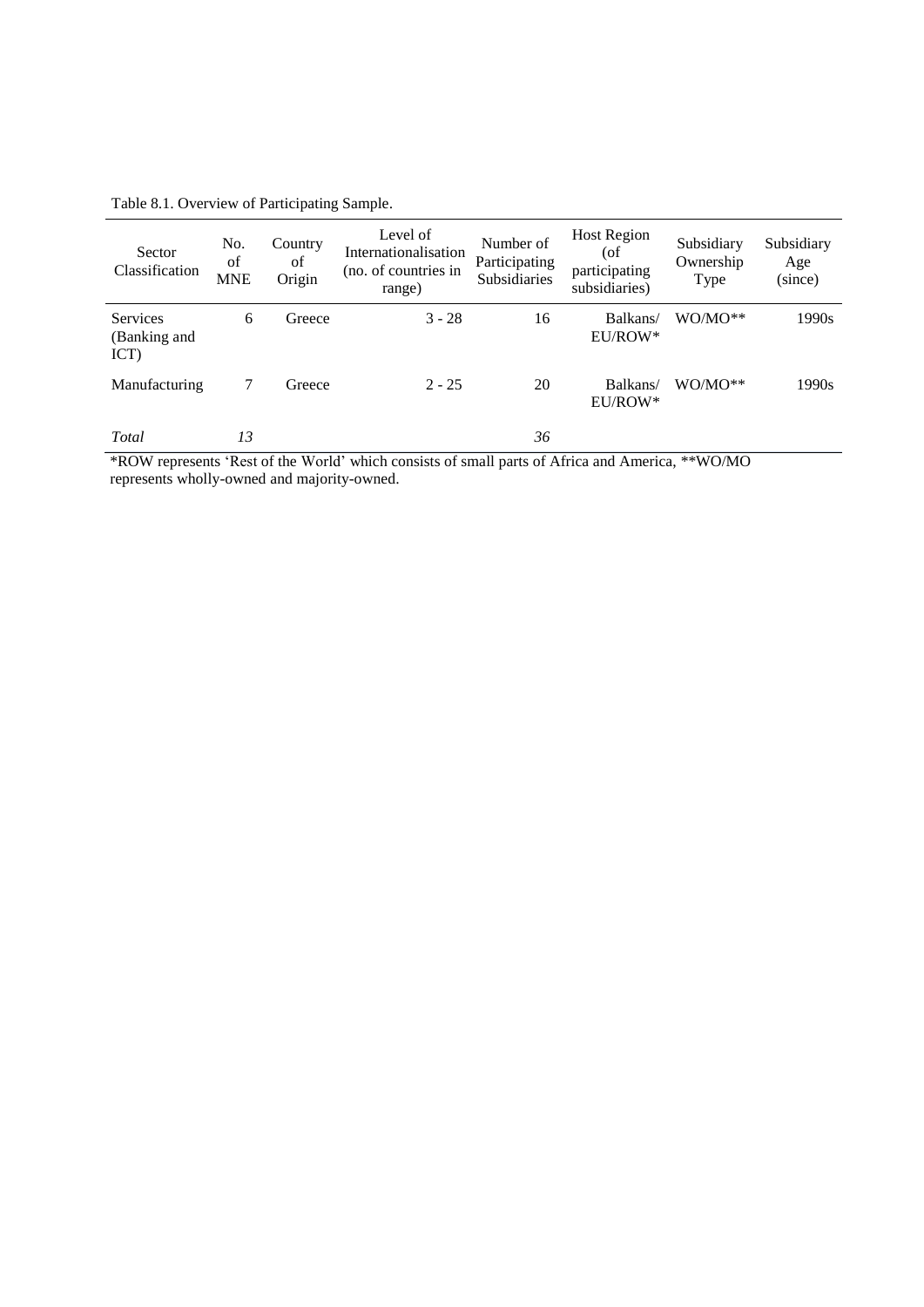Table 8.1. Overview of Participating Sample.

| Sector Classification | No. of MNE | Country of Origin | Level of Internationalisation (no. of countries in range) | Number of Participating Subsidiaries | Host Region (of participating subsidiaries) | Subsidiary Ownership Type | Subsidiary Age (since) |
|---|---|---|---|---|---|---|---|
| Services (Banking and ICT) | 6 | Greece | 3 - 28 | 16 | Balkans/ EU/ROW* | WO/MO** | 1990s |
| Manufacturing | 7 | Greece | 2 - 25 | 20 | Balkans/ EU/ROW* | WO/MO** | 1990s |
| *Total* | *13* | | | *36* | | | |

*ROW represents 'Rest of the World' which consists of small parts of Africa and America, **WO/MO represents wholly-owned and majority-owned.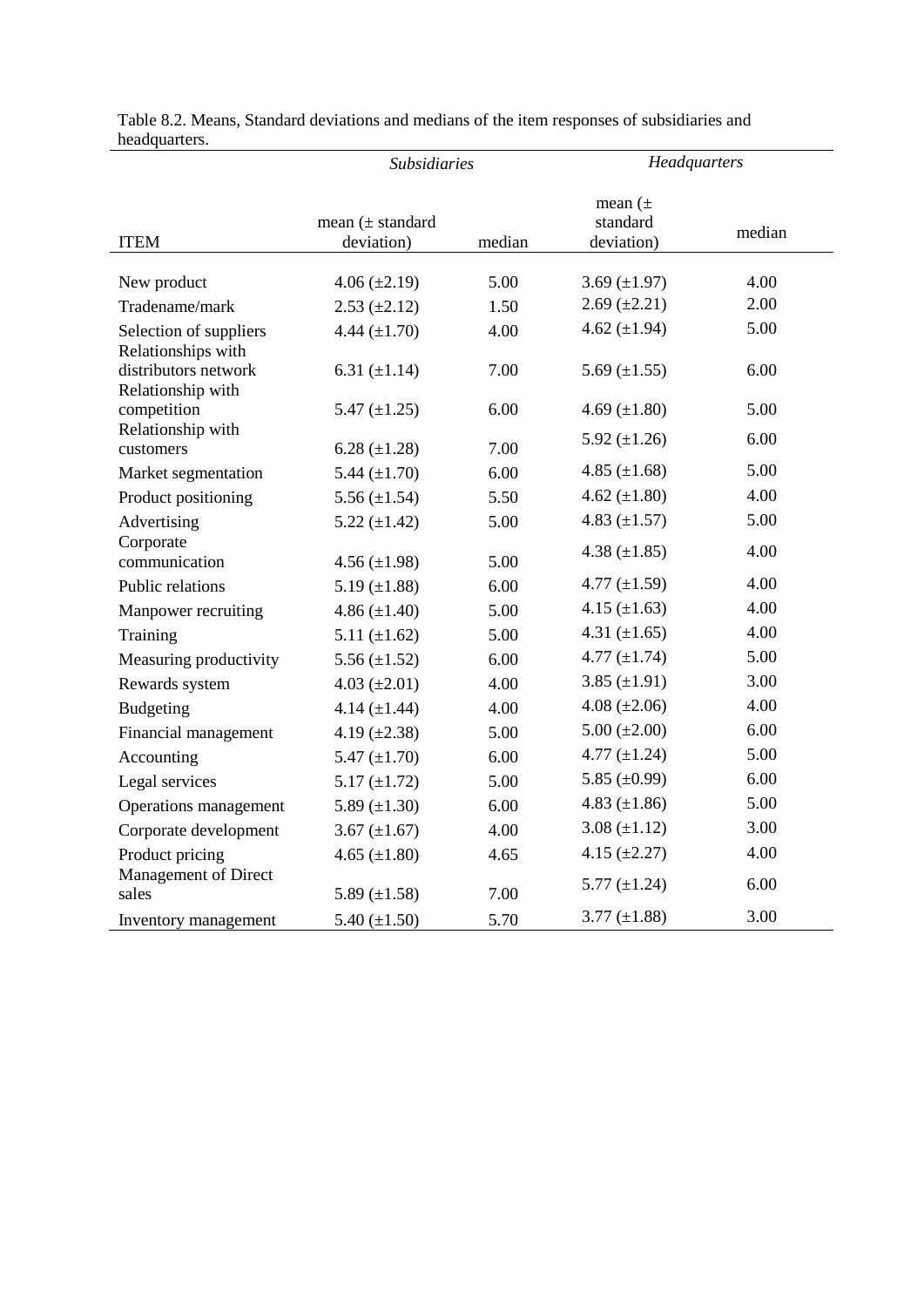Table 8.2. Means, Standard deviations and medians of the item responses of subsidiaries and headquarters.

| | *Subsidiaries* | | *Headquarters* | |
|---|---|---|---|---|
| ITEM | mean (± standard deviation) | median | mean (± standard deviation) | median |
| New product | 4.06 (±2.19) | 5.00 | 3.69 (±1.97) | 4.00 |
| Tradename/mark | 2.53 (±2.12) | 1.50 | 2.69 (±2.21) | 2.00 |
| Selection of suppliers | 4.44 (±1.70) | 4.00 | 4.62 (±1.94) | 5.00 |
| Relationships with distributors network | 6.31 (±1.14) | 7.00 | 5.69 (±1.55) | 6.00 |
| Relationship with competition | 5.47 (±1.25) | 6.00 | 4.69 (±1.80) | 5.00 |
| Relationship with customers | 6.28 (±1.28) | 7.00 | 5.92 (±1.26) | 6.00 |
| Market segmentation | 5.44 (±1.70) | 6.00 | 4.85 (±1.68) | 5.00 |
| Product positioning | 5.56 (±1.54) | 5.50 | 4.62 (±1.80) | 4.00 |
| Advertising | 5.22 (±1.42) | 5.00 | 4.83 (±1.57) | 5.00 |
| Corporate communication | 4.56 (±1.98) | 5.00 | 4.38 (±1.85) | 4.00 |
| Public relations | 5.19 (±1.88) | 6.00 | 4.77 (±1.59) | 4.00 |
| Manpower recruiting | 4.86 (±1.40) | 5.00 | 4.15 (±1.63) | 4.00 |
| Training | 5.11 (±1.62) | 5.00 | 4.31 (±1.65) | 4.00 |
| Measuring productivity | 5.56 (±1.52) | 6.00 | 4.77 (±1.74) | 5.00 |
| Rewards system | 4.03 (±2.01) | 4.00 | 3.85 (±1.91) | 3.00 |
| Budgeting | 4.14 (±1.44) | 4.00 | 4.08 (±2.06) | 4.00 |
| Financial management | 4.19 (±2.38) | 5.00 | 5.00 (±2.00) | 6.00 |
| Accounting | 5.47 (±1.70) | 6.00 | 4.77 (±1.24) | 5.00 |
| Legal services | 5.17 (±1.72) | 5.00 | 5.85 (±0.99) | 6.00 |
| Operations management | 5.89 (±1.30) | 6.00 | 4.83 (±1.86) | 5.00 |
| Corporate development | 3.67 (±1.67) | 4.00 | 3.08 (±1.12) | 3.00 |
| Product pricing | 4.65 (±1.80) | 4.65 | 4.15 (±2.27) | 4.00 |
| Management of Direct sales | 5.89 (±1.58) | 7.00 | 5.77 (±1.24) | 6.00 |
| Inventory management | 5.40 (±1.50) | 5.70 | 3.77 (±1.88) | 3.00 |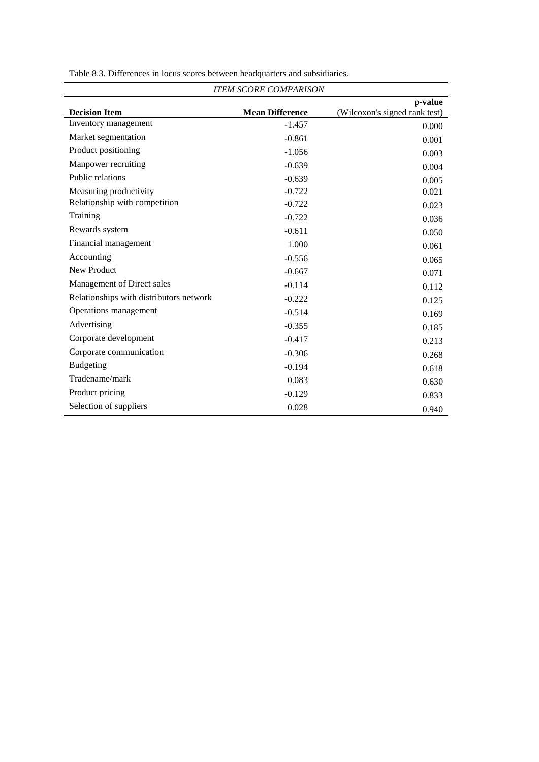Table 8.3. Differences in locus scores between headquarters and subsidiaries.

| *ITEM SCORE COMPARISON* | | |
|---|---|---|
| **Decision Item** | **Mean Difference** | **p-value** (Wilcoxon's signed rank test) |
| Inventory management | -1.457 | 0.000 |
| Market segmentation | -0.861 | 0.001 |
| Product positioning | -1.056 | 0.003 |
| Manpower recruiting | -0.639 | 0.004 |
| Public relations | -0.639 | 0.005 |
| Measuring productivity | -0.722 | 0.021 |
| Relationship with competition | -0.722 | 0.023 |
| Training | -0.722 | 0.036 |
| Rewards system | -0.611 | 0.050 |
| Financial management | 1.000 | 0.061 |
| Accounting | -0.556 | 0.065 |
| New Product | -0.667 | 0.071 |
| Management of Direct sales | -0.114 | 0.112 |
| Relationships with distributors network | -0.222 | 0.125 |
| Operations management | -0.514 | 0.169 |
| Advertising | -0.355 | 0.185 |
| Corporate development | -0.417 | 0.213 |
| Corporate communication | -0.306 | 0.268 |
| Budgeting | -0.194 | 0.618 |
| Tradename/mark | 0.083 | 0.630 |
| Product pricing | -0.129 | 0.833 |
| Selection of suppliers | 0.028 | 0.940 |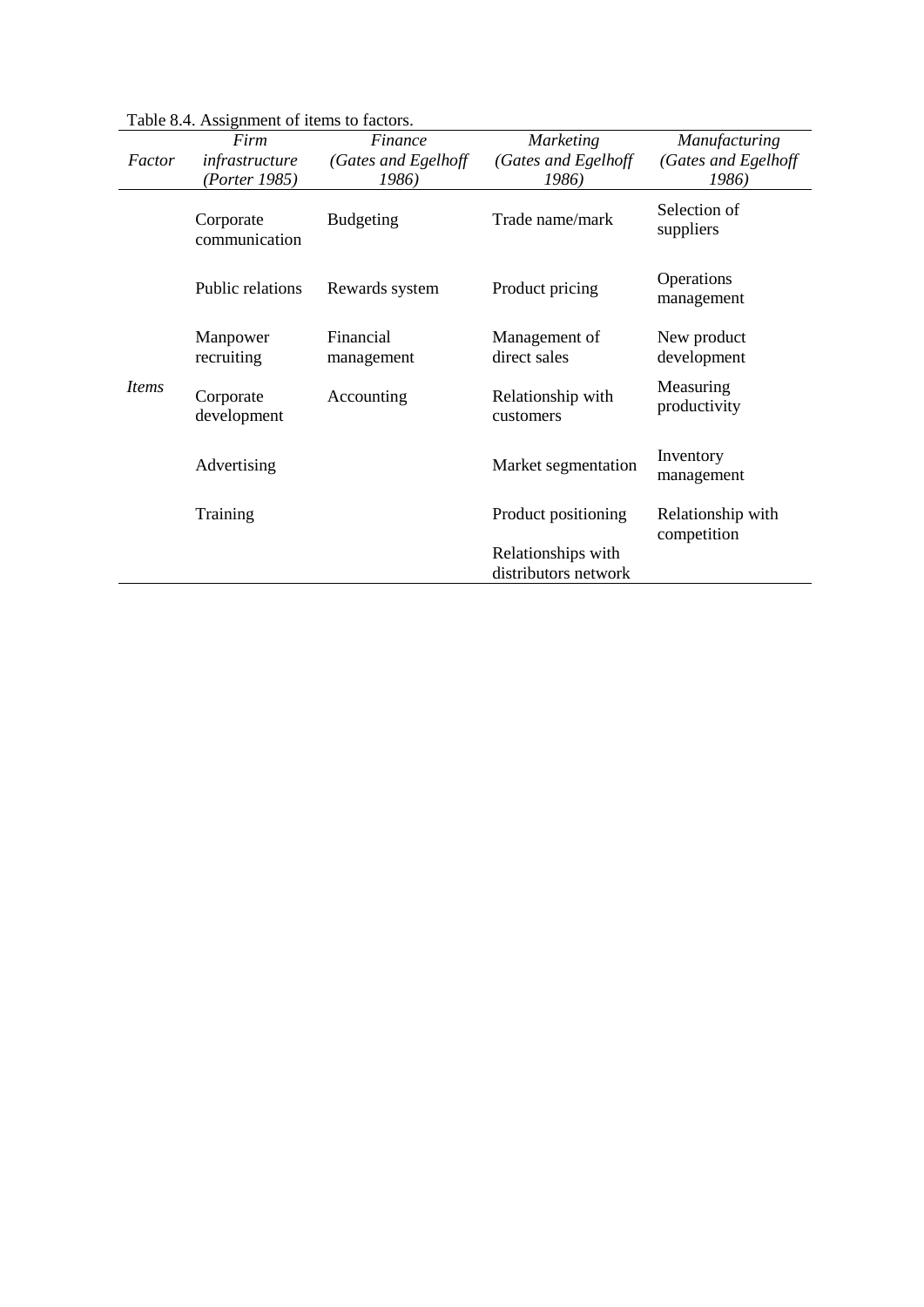Table 8.4. Assignment of items to factors.

| Factor | *Firm infrastructure (Porter 1985)* | *Finance (Gates and Egelhoff 1986)* | *Marketing (Gates and Egelhoff 1986)* | *Manufacturing (Gates and Egelhoff 1986)* |
|---|---|---|---|---|
| *Items* | Corporate communication | Budgeting | Trade name/mark | Selection of suppliers |
| | Public relations | Rewards system | Product pricing | Operations management |
| | Manpower recruiting | Financial management | Management of direct sales | New product development |
| | Corporate development | Accounting | Relationship with customers | Measuring productivity |
| | Advertising | | Market segmentation | Inventory management |
| | Training | | Product positioning | Relationship with competition |
| | | | Relationships with distributors network | |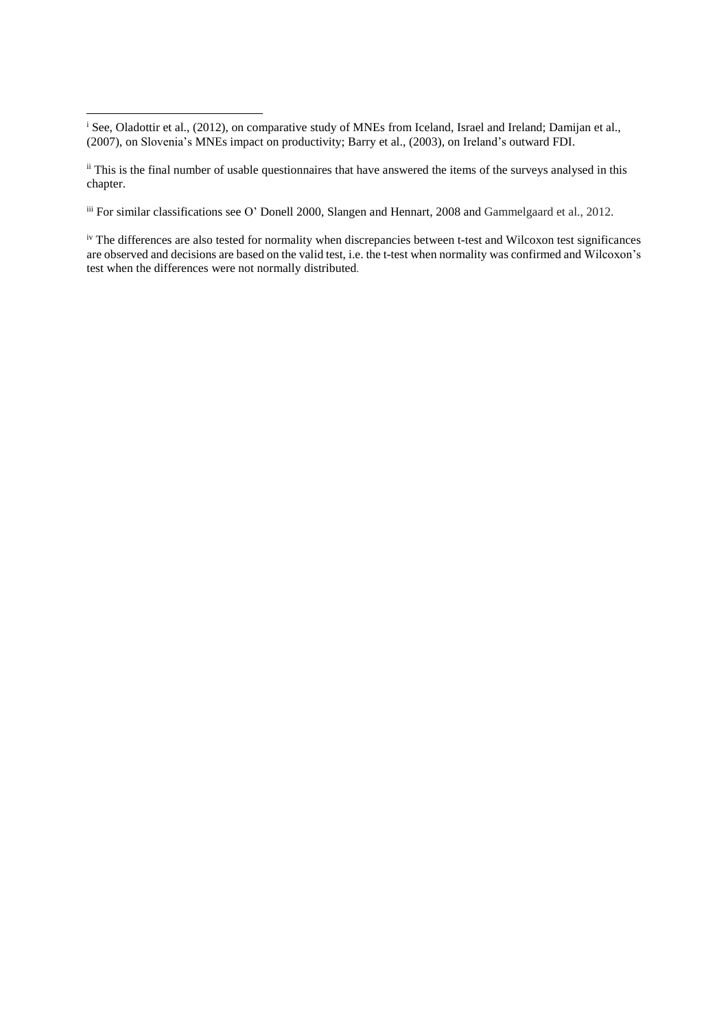[i] See, Oladottir et al., (2012), on comparative study of MNEs from Iceland, Israel and Ireland; Damijan et al., (2007), on Slovenia's MNEs impact on productivity; Barry et al., (2003), on Ireland's outward FDI.

[ii] This is the final number of usable questionnaires that have answered the items of the surveys analysed in this chapter.

[iii] For similar classifications see O' Donell 2000, Slangen and Hennart, 2008 and Gammelgaard et al., 2012.

[iv] The differences are also tested for normality when discrepancies between t-test and Wilcoxon test significances are observed and decisions are based on the valid test, i.e. the t-test when normality was confirmed and Wilcoxon's test when the differences were not normally distributed.